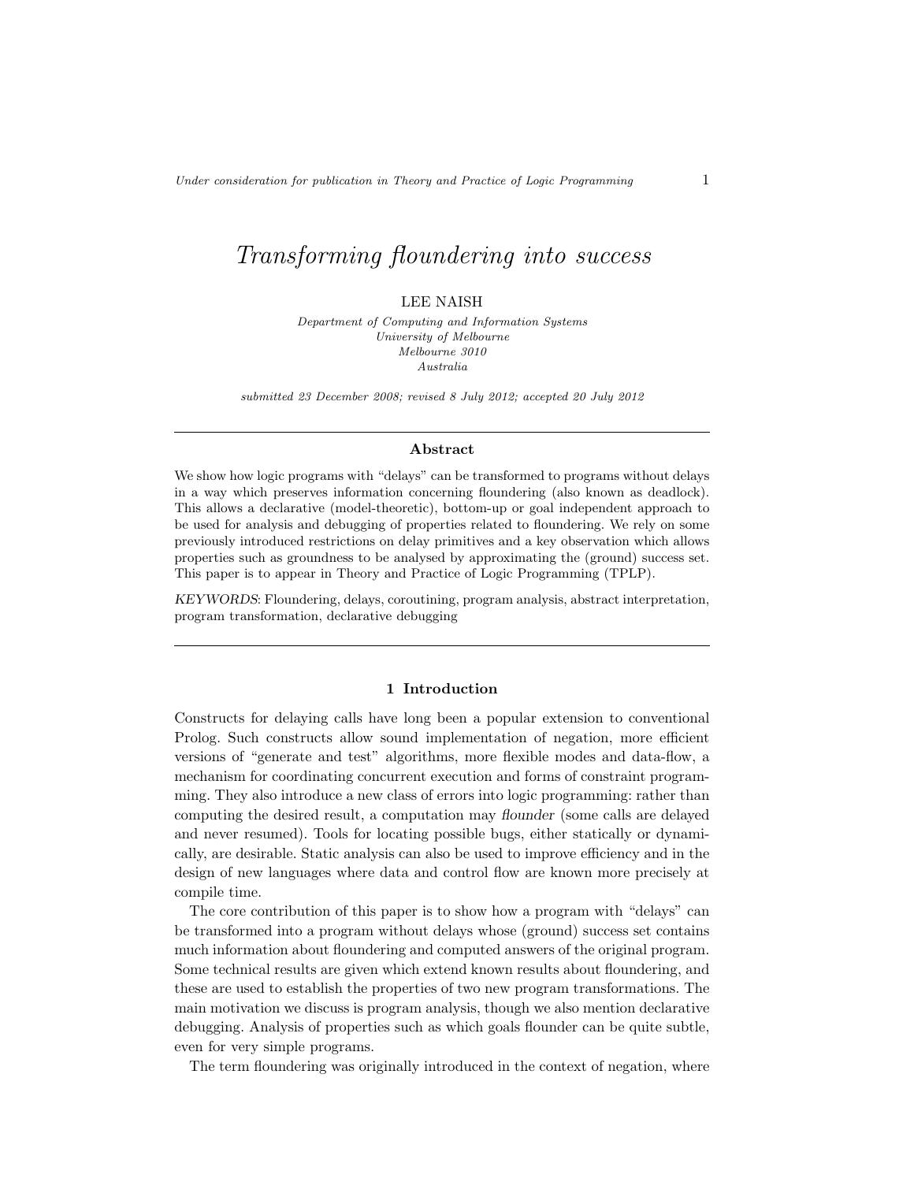# *Transforming floundering into success*

LEE NAISH

*Department of Computing and Information Systems*
*University of Melbourne*
*Melbourne 3010*
*Australia*

*submitted 23 December 2008; revised 8 July 2012; accepted 20 July 2012*

## Abstract

We show how logic programs with "delays" can be transformed to programs without delays in a way which preserves information concerning floundering (also known as deadlock). This allows a declarative (model-theoretic), bottom-up or goal independent approach to be used for analysis and debugging of properties related to floundering. We rely on some previously introduced restrictions on delay primitives and a key observation which allows properties such as groundness to be analysed by approximating the (ground) success set. This paper is to appear in Theory and Practice of Logic Programming (TPLP).

*KEYWORDS*: Floundering, delays, coroutining, program analysis, abstract interpretation, program transformation, declarative debugging

## 1 Introduction

Constructs for delaying calls have long been a popular extension to conventional Prolog. Such constructs allow sound implementation of negation, more efficient versions of "generate and test" algorithms, more flexible modes and data-flow, a mechanism for coordinating concurrent execution and forms of constraint programming. They also introduce a new class of errors into logic programming: rather than computing the desired result, a computation may *flounder* (some calls are delayed and never resumed). Tools for locating possible bugs, either statically or dynamically, are desirable. Static analysis can also be used to improve efficiency and in the design of new languages where data and control flow are known more precisely at compile time.

The core contribution of this paper is to show how a program with "delays" can be transformed into a program without delays whose (ground) success set contains much information about floundering and computed answers of the original program. Some technical results are given which extend known results about floundering, and these are used to establish the properties of two new program transformations. The main motivation we discuss is program analysis, though we also mention declarative debugging. Analysis of properties such as which goals flounder can be quite subtle, even for very simple programs.

The term floundering was originally introduced in the context of negation, where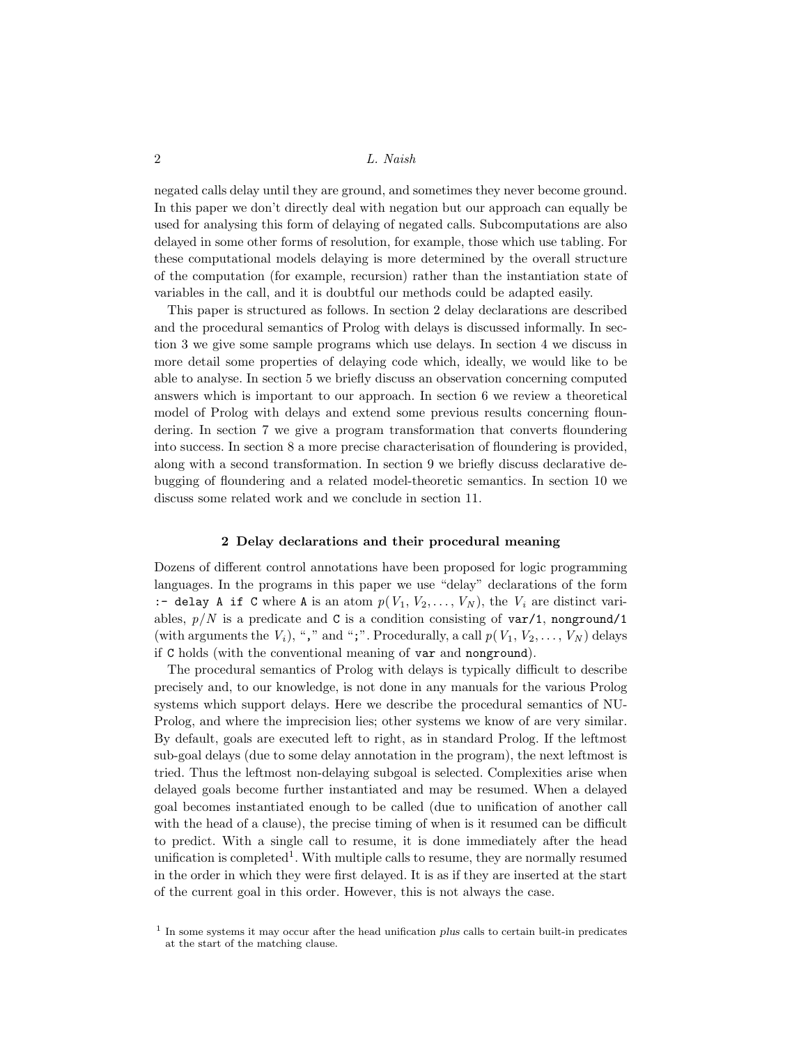negated calls delay until they are ground, and sometimes they never become ground. In this paper we don't directly deal with negation but our approach can equally be used for analysing this form of delaying of negated calls. Subcomputations are also delayed in some other forms of resolution, for example, those which use tabling. For these computational models delaying is more determined by the overall structure of the computation (for example, recursion) rather than the instantiation state of variables in the call, and it is doubtful our methods could be adapted easily.

This paper is structured as follows. In section 2 delay declarations are described and the procedural semantics of Prolog with delays is discussed informally. In section 3 we give some sample programs which use delays. In section 4 we discuss in more detail some properties of delaying code which, ideally, we would like to be able to analyse. In section 5 we briefly discuss an observation concerning computed answers which is important to our approach. In section 6 we review a theoretical model of Prolog with delays and extend some previous results concerning floundering. In section 7 we give a program transformation that converts floundering into success. In section 8 a more precise characterisation of floundering is provided, along with a second transformation. In section 9 we briefly discuss declarative debugging of floundering and a related model-theoretic semantics. In section 10 we discuss some related work and we conclude in section 11.

## 2 Delay declarations and their procedural meaning

Dozens of different control annotations have been proposed for logic programming languages. In the programs in this paper we use "delay" declarations of the form `:- delay A if C` where `A` is an atom $p(V_1, V_2, \ldots, V_N)$, the $V_i$ are distinct variables, $p/N$ is a predicate and `C` is a condition consisting of `var/1`, `nonground/1` (with arguments the $V_i$), "`,`" and "`;`". Procedurally, a call $p(V_1, V_2, \ldots, V_N)$ delays if `C` holds (with the conventional meaning of `var` and `nonground`).

The procedural semantics of Prolog with delays is typically difficult to describe precisely and, to our knowledge, is not done in any manuals for the various Prolog systems which support delays. Here we describe the procedural semantics of NU-Prolog, and where the imprecision lies; other systems we know of are very similar. By default, goals are executed left to right, as in standard Prolog. If the leftmost sub-goal delays (due to some delay annotation in the program), the next leftmost is tried. Thus the leftmost non-delaying subgoal is selected. Complexities arise when delayed goals become further instantiated and may be resumed. When a delayed goal becomes instantiated enough to be called (due to unification of another call with the head of a clause), the precise timing of when is it resumed can be difficult to predict. With a single call to resume, it is done immediately after the head unification is completed[1]. With multiple calls to resume, they are normally resumed in the order in which they were first delayed. It is as if they are inserted at the start of the current goal in this order. However, this is not always the case.

[1] In some systems it may occur after the head unification *plus* calls to certain built-in predicates at the start of the matching clause.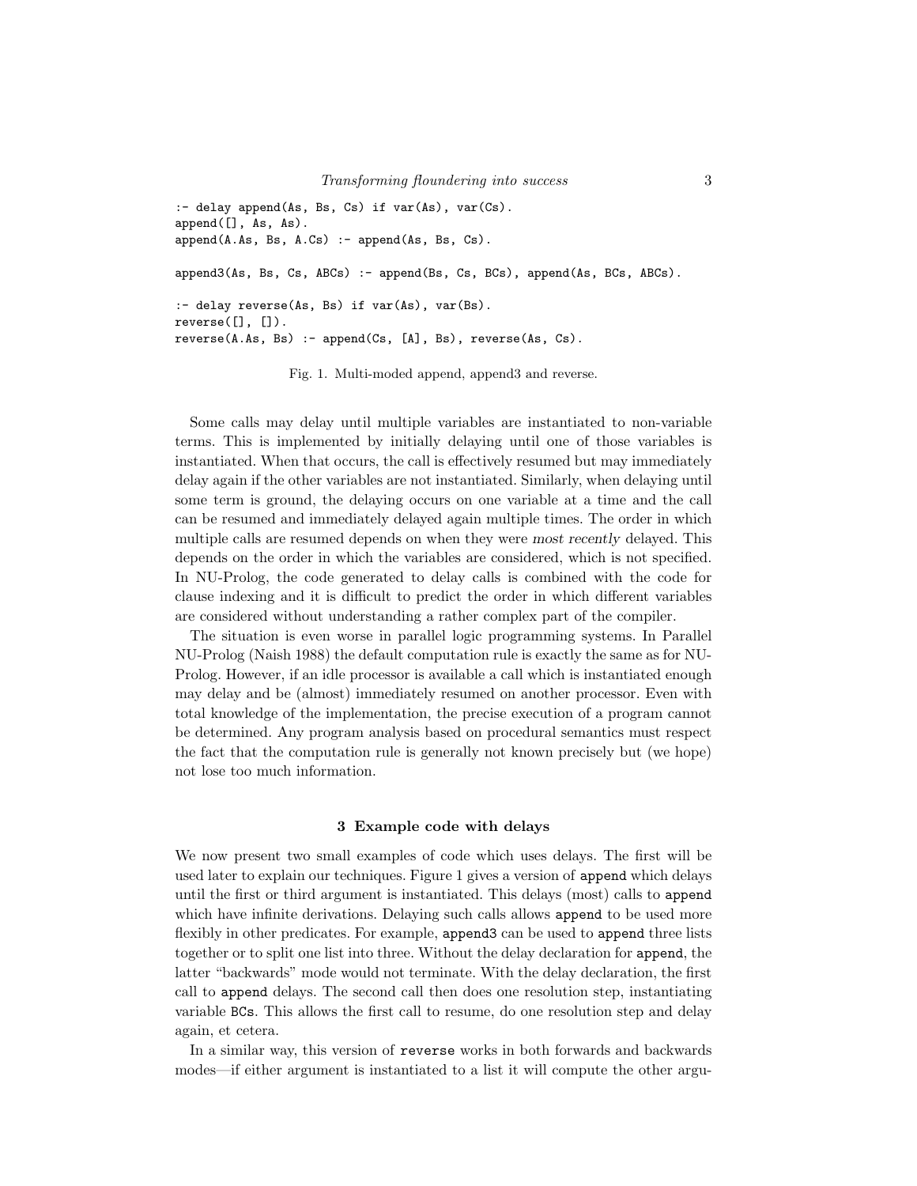```
:- delay append(As, Bs, Cs) if var(As), var(Cs).
append([], As, As).
append(A.As, Bs, A.Cs) :- append(As, Bs, Cs).

append3(As, Bs, Cs, ABCs) :- append(Bs, Cs, BCs), append(As, BCs, ABCs).

:- delay reverse(As, Bs) if var(As), var(Bs).
reverse([], []).
reverse(A.As, Bs) :- append(Cs, [A], Bs), reverse(As, Cs).
```

Fig. 1. Multi-moded append, append3 and reverse.

Some calls may delay until multiple variables are instantiated to non-variable terms. This is implemented by initially delaying until one of those variables is instantiated. When that occurs, the call is effectively resumed but may immediately delay again if the other variables are not instantiated. Similarly, when delaying until some term is ground, the delaying occurs on one variable at a time and the call can be resumed and immediately delayed again multiple times. The order in which multiple calls are resumed depends on when they were *most recently* delayed. This depends on the order in which the variables are considered, which is not specified. In NU-Prolog, the code generated to delay calls is combined with the code for clause indexing and it is difficult to predict the order in which different variables are considered without understanding a rather complex part of the compiler.

The situation is even worse in parallel logic programming systems. In Parallel NU-Prolog (Naish 1988) the default computation rule is exactly the same as for NU-Prolog. However, if an idle processor is available a call which is instantiated enough may delay and be (almost) immediately resumed on another processor. Even with total knowledge of the implementation, the precise execution of a program cannot be determined. Any program analysis based on procedural semantics must respect the fact that the computation rule is generally not known precisely but (we hope) not lose too much information.

## 3 Example code with delays

We now present two small examples of code which uses delays. The first will be used later to explain our techniques. Figure 1 gives a version of `append` which delays until the first or third argument is instantiated. This delays (most) calls to `append` which have infinite derivations. Delaying such calls allows `append` to be used more flexibly in other predicates. For example, `append3` can be used to `append` three lists together or to split one list into three. Without the delay declaration for `append`, the latter "backwards" mode would not terminate. With the delay declaration, the first call to `append` delays. The second call then does one resolution step, instantiating variable `BCs`. This allows the first call to resume, do one resolution step and delay again, et cetera.

In a similar way, this version of `reverse` works in both forwards and backwards modes—if either argument is instantiated to a list it will compute the other argu-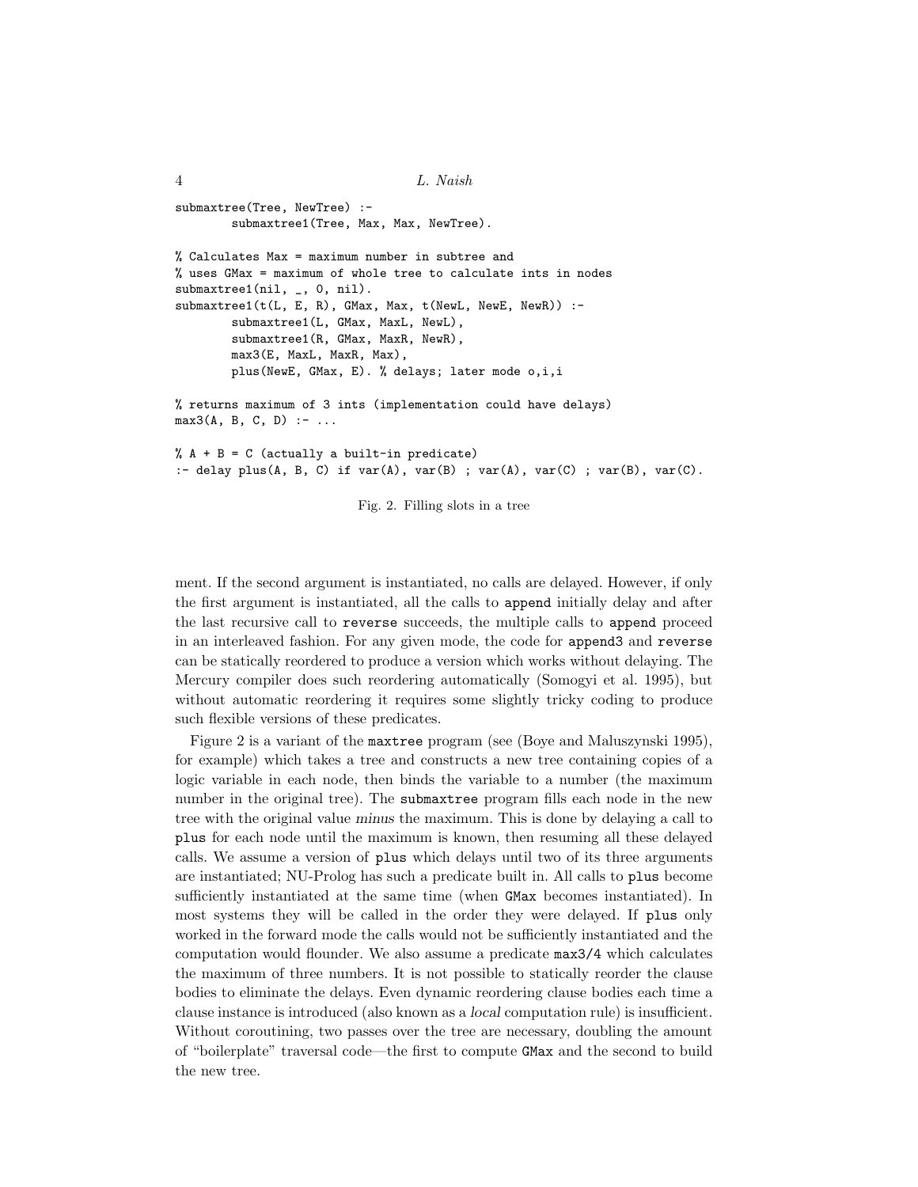```
submaxtree(Tree, NewTree) :-
        submaxtree1(Tree, Max, Max, NewTree).

% Calculates Max = maximum number in subtree and
% uses GMax = maximum of whole tree to calculate ints in nodes
submaxtree1(nil, _, 0, nil).
submaxtree1(t(L, E, R), GMax, Max, t(NewL, NewE, NewR)) :-
        submaxtree1(L, GMax, MaxL, NewL),
        submaxtree1(R, GMax, MaxR, NewR),
        max3(E, MaxL, MaxR, Max),
        plus(NewE, GMax, E). % delays; later mode o,i,i

% returns maximum of 3 ints (implementation could have delays)
max3(A, B, C, D) :- ...

% A + B = C (actually a built-in predicate)
:- delay plus(A, B, C) if var(A), var(B) ; var(A), var(C) ; var(B), var(C).
```

Fig. 2. Filling slots in a tree

ment. If the second argument is instantiated, no calls are delayed. However, if only the first argument is instantiated, all the calls to `append` initially delay and after the last recursive call to `reverse` succeeds, the multiple calls to `append` proceed in an interleaved fashion. For any given mode, the code for `append3` and `reverse` can be statically reordered to produce a version which works without delaying. The Mercury compiler does such reordering automatically (Somogyi et al. 1995), but without automatic reordering it requires some slightly tricky coding to produce such flexible versions of these predicates.

Figure 2 is a variant of the `maxtree` program (see (Boye and Maluszynski 1995), for example) which takes a tree and constructs a new tree containing copies of a logic variable in each node, then binds the variable to a number (the maximum number in the original tree). The `submaxtree` program fills each node in the new tree with the original value *minus* the maximum. This is done by delaying a call to `plus` for each node until the maximum is known, then resuming all these delayed calls. We assume a version of `plus` which delays until two of its three arguments are instantiated; NU-Prolog has such a predicate built in. All calls to `plus` become sufficiently instantiated at the same time (when `GMax` becomes instantiated). In most systems they will be called in the order they were delayed. If `plus` only worked in the forward mode the calls would not be sufficiently instantiated and the computation would flounder. We also assume a predicate `max3/4` which calculates the maximum of three numbers. It is not possible to statically reorder the clause bodies to eliminate the delays. Even dynamic reordering clause bodies each time a clause instance is introduced (also known as a *local* computation rule) is insufficient. Without coroutining, two passes over the tree are necessary, doubling the amount of "boilerplate" traversal code—the first to compute `GMax` and the second to build the new tree.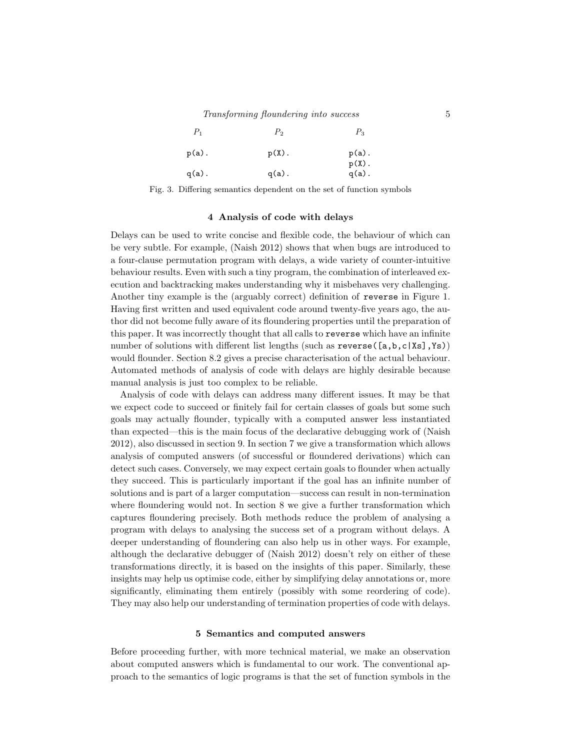| $P_1$ | $P_2$ | $P_3$ |
|---|---|---|
| `p(a).` | `p(X).` | `p(a).` |
| | | `p(X).` |
| `q(a).` | `q(a).` | `q(a).` |

Fig. 3. Differing semantics dependent on the set of function symbols

## 4 Analysis of code with delays

Delays can be used to write concise and flexible code, the behaviour of which can be very subtle. For example, (Naish 2012) shows that when bugs are introduced to a four-clause permutation program with delays, a wide variety of counter-intuitive behaviour results. Even with such a tiny program, the combination of interleaved execution and backtracking makes understanding why it misbehaves very challenging. Another tiny example is the (arguably correct) definition of `reverse` in Figure 1. Having first written and used equivalent code around twenty-five years ago, the author did not become fully aware of its floundering properties until the preparation of this paper. It was incorrectly thought that all calls to `reverse` which have an infinite number of solutions with different list lengths (such as `reverse([a,b,c|Xs],Ys)`) would flounder. Section 8.2 gives a precise characterisation of the actual behaviour. Automated methods of analysis of code with delays are highly desirable because manual analysis is just too complex to be reliable.

Analysis of code with delays can address many different issues. It may be that we expect code to succeed or finitely fail for certain classes of goals but some such goals may actually flounder, typically with a computed answer less instantiated than expected—this is the main focus of the declarative debugging work of (Naish 2012), also discussed in section 9. In section 7 we give a transformation which allows analysis of computed answers (of successful or floundered derivations) which can detect such cases. Conversely, we may expect certain goals to flounder when actually they succeed. This is particularly important if the goal has an infinite number of solutions and is part of a larger computation—success can result in non-termination where floundering would not. In section 8 we give a further transformation which captures floundering precisely. Both methods reduce the problem of analysing a program with delays to analysing the success set of a program without delays. A deeper understanding of floundering can also help us in other ways. For example, although the declarative debugger of (Naish 2012) doesn't rely on either of these transformations directly, it is based on the insights of this paper. Similarly, these insights may help us optimise code, either by simplifying delay annotations or, more significantly, eliminating them entirely (possibly with some reordering of code). They may also help our understanding of termination properties of code with delays.

## 5 Semantics and computed answers

Before proceeding further, with more technical material, we make an observation about computed answers which is fundamental to our work. The conventional approach to the semantics of logic programs is that the set of function symbols in the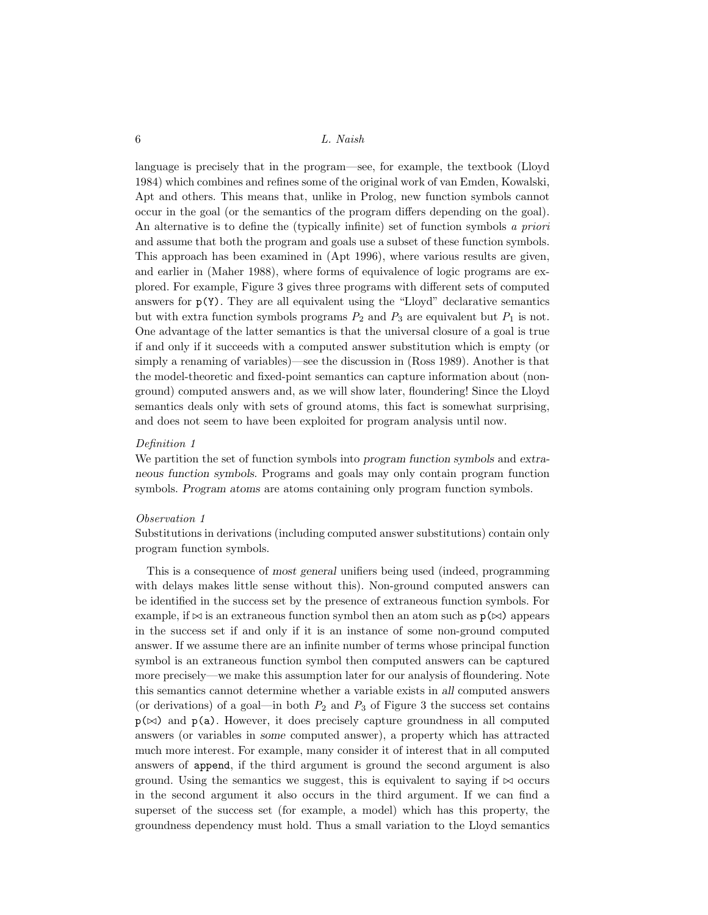language is precisely that in the program—see, for example, the textbook (Lloyd 1984) which combines and refines some of the original work of van Emden, Kowalski, Apt and others. This means that, unlike in Prolog, new function symbols cannot occur in the goal (or the semantics of the program differs depending on the goal). An alternative is to define the (typically infinite) set of function symbols *a priori* and assume that both the program and goals use a subset of these function symbols. This approach has been examined in (Apt 1996), where various results are given, and earlier in (Maher 1988), where forms of equivalence of logic programs are explored. For example, Figure 3 gives three programs with different sets of computed answers for `p(Y)`. They are all equivalent using the "Lloyd" declarative semantics but with extra function symbols programs $P_2$ and $P_3$ are equivalent but $P_1$ is not. One advantage of the latter semantics is that the universal closure of a goal is true if and only if it succeeds with a computed answer substitution which is empty (or simply a renaming of variables)—see the discussion in (Ross 1989). Another is that the model-theoretic and fixed-point semantics can capture information about (non-ground) computed answers and, as we will show later, floundering! Since the Lloyd semantics deals only with sets of ground atoms, this fact is somewhat surprising, and does not seem to have been exploited for program analysis until now.

*Definition 1*

We partition the set of function symbols into *program function symbols* and *extraneous function symbols*. Programs and goals may only contain program function symbols. *Program atoms* are atoms containing only program function symbols.

*Observation 1*

Substitutions in derivations (including computed answer substitutions) contain only program function symbols.

This is a consequence of *most general* unifiers being used (indeed, programming with delays makes little sense without this). Non-ground computed answers can be identified in the success set by the presence of extraneous function symbols. For example, if $\bowtie$ is an extraneous function symbol then an atom such as `p(`$\bowtie$`)` appears in the success set if and only if it is an instance of some non-ground computed answer. If we assume there are an infinite number of terms whose principal function symbol is an extraneous function symbol then computed answers can be captured more precisely—we make this assumption later for our analysis of floundering. Note this semantics cannot determine whether a variable exists in *all* computed answers (or derivations) of a goal—in both $P_2$ and $P_3$ of Figure 3 the success set contains `p(`$\bowtie$`)` and `p(a)`. However, it does precisely capture groundness in all computed answers (or variables in *some* computed answer), a property which has attracted much more interest. For example, many consider it of interest that in all computed answers of `append`, if the third argument is ground the second argument is also ground. Using the semantics we suggest, this is equivalent to saying if $\bowtie$ occurs in the second argument it also occurs in the third argument. If we can find a superset of the success set (for example, a model) which has this property, the groundness dependency must hold. Thus a small variation to the Lloyd semantics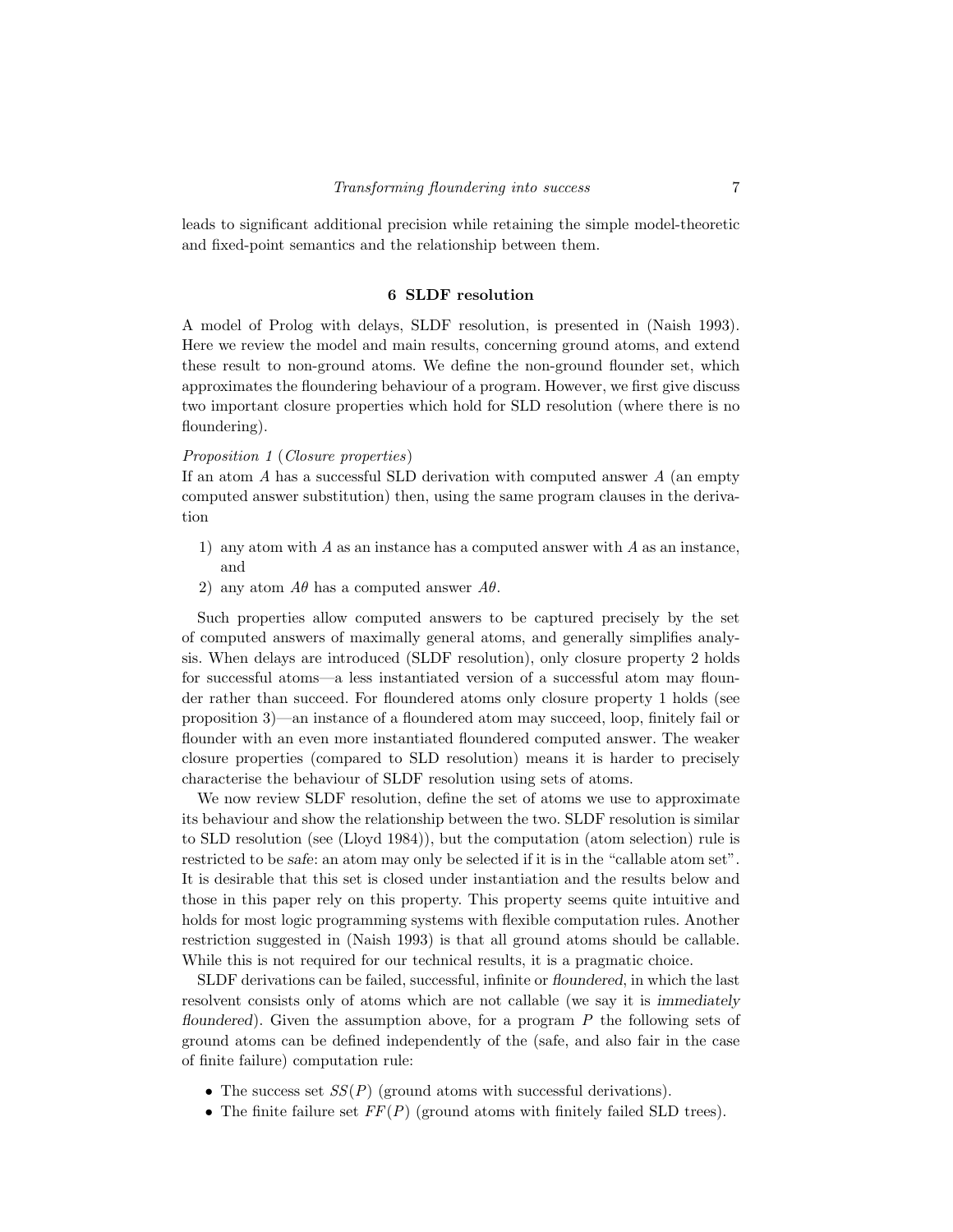leads to significant additional precision while retaining the simple model-theoretic and fixed-point semantics and the relationship between them.

## 6 SLDF resolution

A model of Prolog with delays, SLDF resolution, is presented in (Naish 1993). Here we review the model and main results, concerning ground atoms, and extend these result to non-ground atoms. We define the non-ground flounder set, which approximates the floundering behaviour of a program. However, we first give discuss two important closure properties which hold for SLD resolution (where there is no floundering).

*Proposition 1* (*Closure properties*)
If an atom $A$ has a successful SLD derivation with computed answer $A$ (an empty computed answer substitution) then, using the same program clauses in the derivation

1) any atom with $A$ as an instance has a computed answer with $A$ as an instance, and
2) any atom $A\theta$ has a computed answer $A\theta$.

Such properties allow computed answers to be captured precisely by the set of computed answers of maximally general atoms, and generally simplifies analysis. When delays are introduced (SLDF resolution), only closure property 2 holds for successful atoms—a less instantiated version of a successful atom may flounder rather than succeed. For floundered atoms only closure property 1 holds (see proposition 3)—an instance of a floundered atom may succeed, loop, finitely fail or flounder with an even more instantiated floundered computed answer. The weaker closure properties (compared to SLD resolution) means it is harder to precisely characterise the behaviour of SLDF resolution using sets of atoms.

We now review SLDF resolution, define the set of atoms we use to approximate its behaviour and show the relationship between the two. SLDF resolution is similar to SLD resolution (see (Lloyd 1984)), but the computation (atom selection) rule is restricted to be *safe*: an atom may only be selected if it is in the "callable atom set". It is desirable that this set is closed under instantiation and the results below and those in this paper rely on this property. This property seems quite intuitive and holds for most logic programming systems with flexible computation rules. Another restriction suggested in (Naish 1993) is that all ground atoms should be callable. While this is not required for our technical results, it is a pragmatic choice.

SLDF derivations can be failed, successful, infinite or *floundered*, in which the last resolvent consists only of atoms which are not callable (we say it is *immediately floundered*). Given the assumption above, for a program $P$ the following sets of ground atoms can be defined independently of the (safe, and also fair in the case of finite failure) computation rule:

- The success set $SS(P)$ (ground atoms with successful derivations).
- The finite failure set $FF(P)$ (ground atoms with finitely failed SLD trees).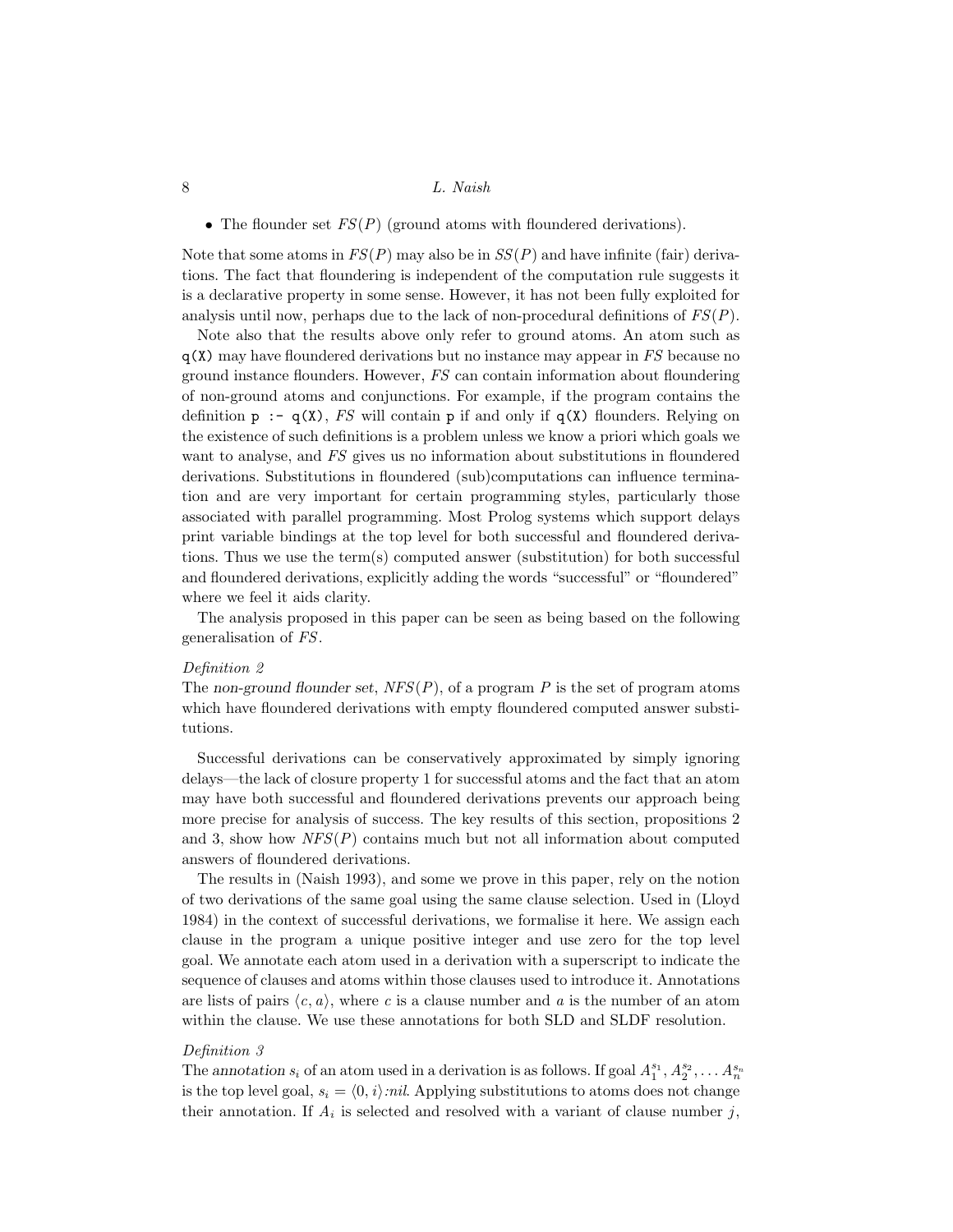- The flounder set $FS(P)$ (ground atoms with floundered derivations).

Note that some atoms in $FS(P)$ may also be in $SS(P)$ and have infinite (fair) derivations. The fact that floundering is independent of the computation rule suggests it is a declarative property in some sense. However, it has not been fully exploited for analysis until now, perhaps due to the lack of non-procedural definitions of $FS(P)$.

Note also that the results above only refer to ground atoms. An atom such as `q(X)` may have floundered derivations but no instance may appear in *FS* because no ground instance flounders. However, *FS* can contain information about floundering of non-ground atoms and conjunctions. For example, if the program contains the definition `p :- q(X)`, *FS* will contain `p` if and only if `q(X)` flounders. Relying on the existence of such definitions is a problem unless we know a priori which goals we want to analyse, and *FS* gives us no information about substitutions in floundered derivations. Substitutions in floundered (sub)computations can influence termination and are very important for certain programming styles, particularly those associated with parallel programming. Most Prolog systems which support delays print variable bindings at the top level for both successful and floundered derivations. Thus we use the term(s) computed answer (substitution) for both successful and floundered derivations, explicitly adding the words "successful" or "floundered" where we feel it aids clarity.

The analysis proposed in this paper can be seen as being based on the following generalisation of *FS*.

*Definition 2*

The *non-ground flounder set*, $NFS(P)$, of a program $P$ is the set of program atoms which have floundered derivations with empty floundered computed answer substitutions.

Successful derivations can be conservatively approximated by simply ignoring delays—the lack of closure property 1 for successful atoms and the fact that an atom may have both successful and floundered derivations prevents our approach being more precise for analysis of success. The key results of this section, propositions 2 and 3, show how $NFS(P)$ contains much but not all information about computed answers of floundered derivations.

The results in (Naish 1993), and some we prove in this paper, rely on the notion of two derivations of the same goal using the same clause selection. Used in (Lloyd 1984) in the context of successful derivations, we formalise it here. We assign each clause in the program a unique positive integer and use zero for the top level goal. We annotate each atom used in a derivation with a superscript to indicate the sequence of clauses and atoms within those clauses used to introduce it. Annotations are lists of pairs $\langle c, a\rangle$, where $c$ is a clause number and $a$ is the number of an atom within the clause. We use these annotations for both SLD and SLDF resolution.

*Definition 3*

The *annotation* $s_i$ of an atom used in a derivation is as follows. If goal $A_1^{s_1}, A_2^{s_2}, \ldots A_n^{s_n}$ is the top level goal, $s_i = \langle 0, i\rangle$*:nil*. Applying substitutions to atoms does not change their annotation. If $A_i$ is selected and resolved with a variant of clause number $j$,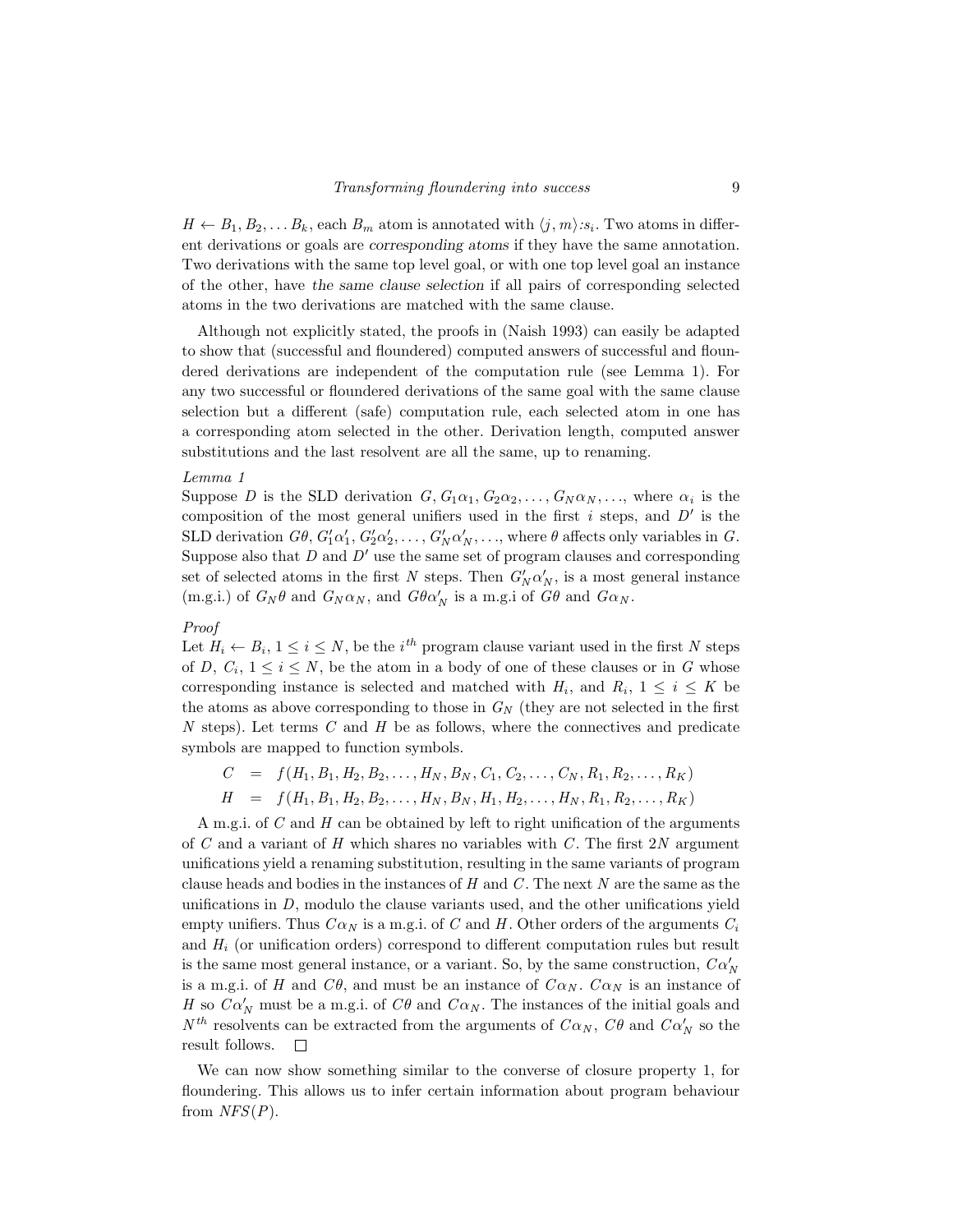$H \leftarrow B_1, B_2, \ldots B_k$, each $B_m$ atom is annotated with $\langle j, m\rangle{:}s_i$. Two atoms in different derivations or goals are *corresponding atoms* if they have the same annotation. Two derivations with the same top level goal, or with one top level goal an instance of the other, have *the same clause selection* if all pairs of corresponding selected atoms in the two derivations are matched with the same clause.

Although not explicitly stated, the proofs in (Naish 1993) can easily be adapted to show that (successful and floundered) computed answers of successful and floundered derivations are independent of the computation rule (see Lemma 1). For any two successful or floundered derivations of the same goal with the same clause selection but a different (safe) computation rule, each selected atom in one has a corresponding atom selected in the other. Derivation length, computed answer substitutions and the last resolvent are all the same, up to renaming.

*Lemma 1*

Suppose $D$ is the SLD derivation $G, G_1\alpha_1, G_2\alpha_2, \ldots, G_N\alpha_N, \ldots$, where $\alpha_i$ is the composition of the most general unifiers used in the first $i$ steps, and $D'$ is the SLD derivation $G\theta, G'_1\alpha'_1, G'_2\alpha'_2, \ldots, G'_N\alpha'_N, \ldots$, where $\theta$ affects only variables in $G$. Suppose also that $D$ and $D'$ use the same set of program clauses and corresponding set of selected atoms in the first $N$ steps. Then $G'_N\alpha'_N$, is a most general instance (m.g.i.) of $G_N\theta$ and $G_N\alpha_N$, and $G\theta\alpha'_N$ is a m.g.i of $G\theta$ and $G\alpha_N$.

*Proof*

Let $H_i \leftarrow B_i$, $1 \le i \le N$, be the $i^{th}$ program clause variant used in the first $N$ steps of $D$, $C_i$, $1 \le i \le N$, be the atom in a body of one of these clauses or in $G$ whose corresponding instance is selected and matched with $H_i$, and $R_i$, $1 \le i \le K$ be the atoms as above corresponding to those in $G_N$ (they are not selected in the first $N$ steps). Let terms $C$ and $H$ be as follows, where the connectives and predicate symbols are mapped to function symbols.

$$
\begin{aligned}
C &= f(H_1, B_1, H_2, B_2, \ldots, H_N, B_N, C_1, C_2, \ldots, C_N, R_1, R_2, \ldots, R_K) \\
H &= f(H_1, B_1, H_2, B_2, \ldots, H_N, B_N, H_1, H_2, \ldots, H_N, R_1, R_2, \ldots, R_K)
\end{aligned}
$$

A m.g.i. of $C$ and $H$ can be obtained by left to right unification of the arguments of $C$ and a variant of $H$ which shares no variables with $C$. The first $2N$ argument unifications yield a renaming substitution, resulting in the same variants of program clause heads and bodies in the instances of $H$ and $C$. The next $N$ are the same as the unifications in $D$, modulo the clause variants used, and the other unifications yield empty unifiers. Thus $C\alpha_N$ is a m.g.i. of $C$ and $H$. Other orders of the arguments $C_i$ and $H_i$ (or unification orders) correspond to different computation rules but result is the same most general instance, or a variant. So, by the same construction, $C\alpha'_N$ is a m.g.i. of $H$ and $C\theta$, and must be an instance of $C\alpha_N$. $C\alpha_N$ is an instance of $H$ so $C\alpha'_N$ must be a m.g.i. of $C\theta$ and $C\alpha_N$. The instances of the initial goals and $N^{th}$ resolvents can be extracted from the arguments of $C\alpha_N$, $C\theta$ and $C\alpha'_N$ so the result follows. □

We can now show something similar to the converse of closure property 1, for floundering. This allows us to infer certain information about program behaviour from $NFS(P)$.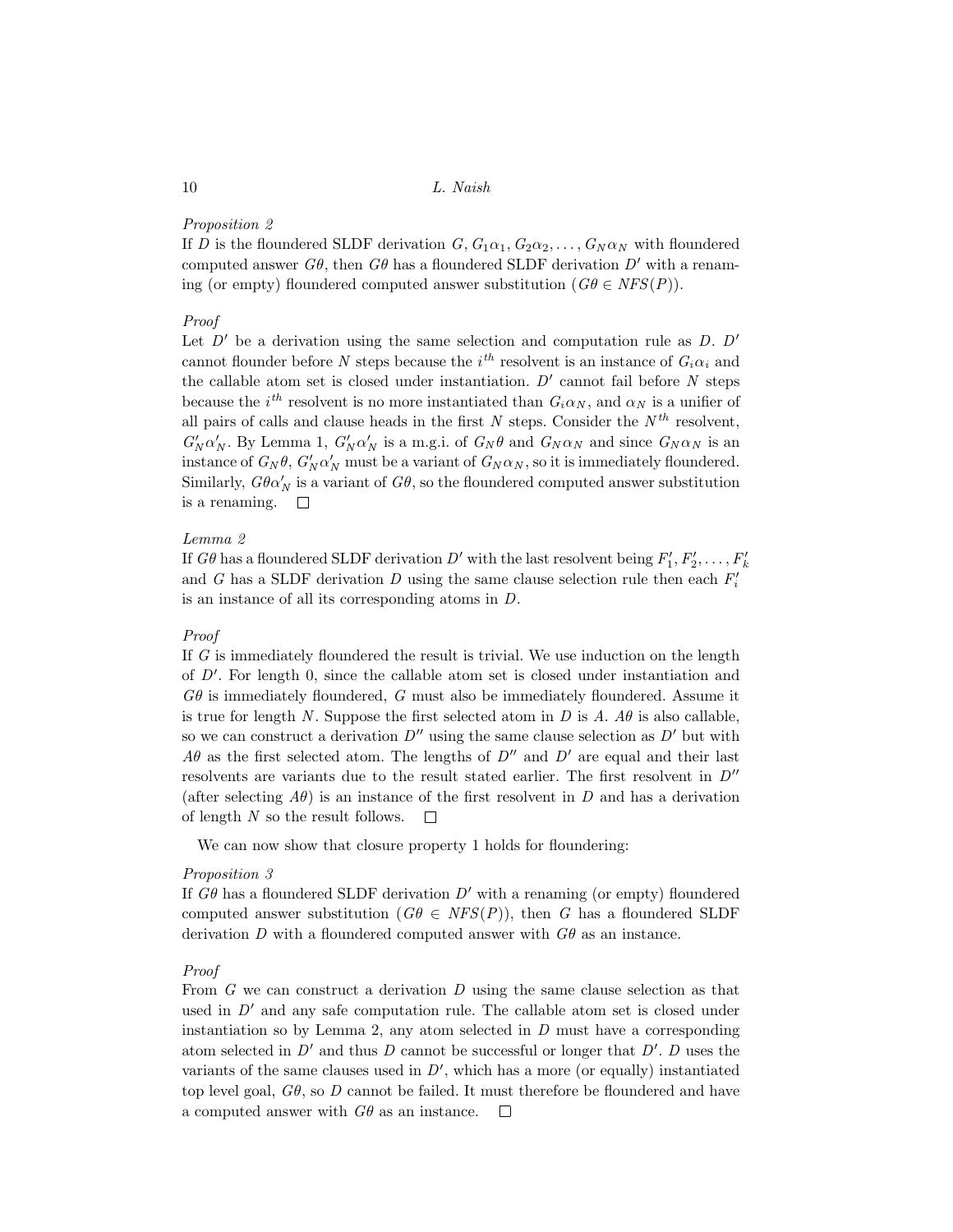*Proposition 2*

If $D$ is the floundered SLDF derivation $G, G_1\alpha_1, G_2\alpha_2, \ldots, G_N\alpha_N$ with floundered computed answer $G\theta$, then $G\theta$ has a floundered SLDF derivation $D'$ with a renaming (or empty) floundered computed answer substitution ($G\theta \in NFS(P)$).

*Proof*

Let $D'$ be a derivation using the same selection and computation rule as $D$. $D'$ cannot flounder before $N$ steps because the $i^{th}$ resolvent is an instance of $G_i\alpha_i$ and the callable atom set is closed under instantiation. $D'$ cannot fail before $N$ steps because the $i^{th}$ resolvent is no more instantiated than $G_i\alpha_N$, and $\alpha_N$ is a unifier of all pairs of calls and clause heads in the first $N$ steps. Consider the $N^{th}$ resolvent, $G'_N\alpha'_N$. By Lemma 1, $G'_N\alpha'_N$ is a m.g.i. of $G_N\theta$ and $G_N\alpha_N$ and since $G_N\alpha_N$ is an instance of $G_N\theta$, $G'_N\alpha'_N$ must be a variant of $G_N\alpha_N$, so it is immediately floundered. Similarly, $G\theta\alpha'_N$ is a variant of $G\theta$, so the floundered computed answer substitution is a renaming. □

*Lemma 2*

If $G\theta$ has a floundered SLDF derivation $D'$ with the last resolvent being $F'_1, F'_2, \ldots, F'_k$ and $G$ has a SLDF derivation $D$ using the same clause selection rule then each $F'_i$ is an instance of all its corresponding atoms in $D$.

*Proof*

If $G$ is immediately floundered the result is trivial. We use induction on the length of $D'$. For length 0, since the callable atom set is closed under instantiation and $G\theta$ is immediately floundered, $G$ must also be immediately floundered. Assume it is true for length $N$. Suppose the first selected atom in $D$ is $A$. $A\theta$ is also callable, so we can construct a derivation $D''$ using the same clause selection as $D'$ but with $A\theta$ as the first selected atom. The lengths of $D''$ and $D'$ are equal and their last resolvents are variants due to the result stated earlier. The first resolvent in $D''$ (after selecting $A\theta$) is an instance of the first resolvent in $D$ and has a derivation of length $N$ so the result follows. □

We can now show that closure property 1 holds for floundering:

*Proposition 3*

If $G\theta$ has a floundered SLDF derivation $D'$ with a renaming (or empty) floundered computed answer substitution ($G\theta \in NFS(P)$), then $G$ has a floundered SLDF derivation $D$ with a floundered computed answer with $G\theta$ as an instance.

*Proof*

From $G$ we can construct a derivation $D$ using the same clause selection as that used in $D'$ and any safe computation rule. The callable atom set is closed under instantiation so by Lemma 2, any atom selected in $D$ must have a corresponding atom selected in $D'$ and thus $D$ cannot be successful or longer that $D'$. $D$ uses the variants of the same clauses used in $D'$, which has a more (or equally) instantiated top level goal, $G\theta$, so $D$ cannot be failed. It must therefore be floundered and have a computed answer with $G\theta$ as an instance. □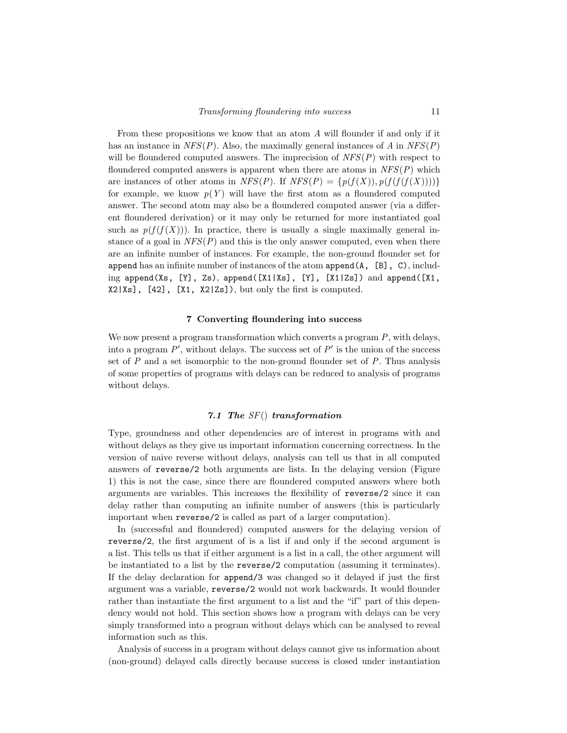From these propositions we know that an atom $A$ will flounder if and only if it has an instance in $NFS(P)$. Also, the maximally general instances of $A$ in $NFS(P)$ will be floundered computed answers. The imprecision of $NFS(P)$ with respect to floundered computed answers is apparent when there are atoms in $NFS(P)$ which are instances of other atoms in $NFS(P)$. If $NFS(P) = \{p(f(X)), p(f(f(f(X))))\}$ for example, we know $p(Y)$ will have the first atom as a floundered computed answer. The second atom may also be a floundered computed answer (via a different floundered derivation) or it may only be returned for more instantiated goal such as $p(f(f(X)))$. In practice, there is usually a single maximally general instance of a goal in $NFS(P)$ and this is the only answer computed, even when there are an infinite number of instances. For example, the non-ground flounder set for `append` has an infinite number of instances of the atom `append(A, [B], C)`, including `append(Xs, [Y], Zs)`, `append([X1|Xs], [Y], [X1|Zs])` and `append([X1, X2|Xs], [42], [X1, X2|Zs])`, but only the first is computed.

## 7 Converting floundering into success

We now present a program transformation which converts a program $P$, with delays, into a program $P'$, without delays. The success set of $P'$ is the union of the success set of $P$ and a set isomorphic to the non-ground flounder set of $P$. Thus analysis of some properties of programs with delays can be reduced to analysis of programs without delays.

### 7.1 The $SF()$ transformation

Type, groundness and other dependencies are of interest in programs with and without delays as they give us important information concerning correctness. In the version of naive reverse without delays, analysis can tell us that in all computed answers of `reverse/2` both arguments are lists. In the delaying version (Figure 1) this is not the case, since there are floundered computed answers where both arguments are variables. This increases the flexibility of `reverse/2` since it can delay rather than computing an infinite number of answers (this is particularly important when `reverse/2` is called as part of a larger computation).

In (successful and floundered) computed answers for the delaying version of `reverse/2`, the first argument of is a list if and only if the second argument is a list. This tells us that if either argument is a list in a call, the other argument will be instantiated to a list by the `reverse/2` computation (assuming it terminates). If the delay declaration for `append/3` was changed so it delayed if just the first argument was a variable, `reverse/2` would not work backwards. It would flounder rather than instantiate the first argument to a list and the "if" part of this dependency would not hold. This section shows how a program with delays can be very simply transformed into a program without delays which can be analysed to reveal information such as this.

Analysis of success in a program without delays cannot give us information about (non-ground) delayed calls directly because success is closed under instantiation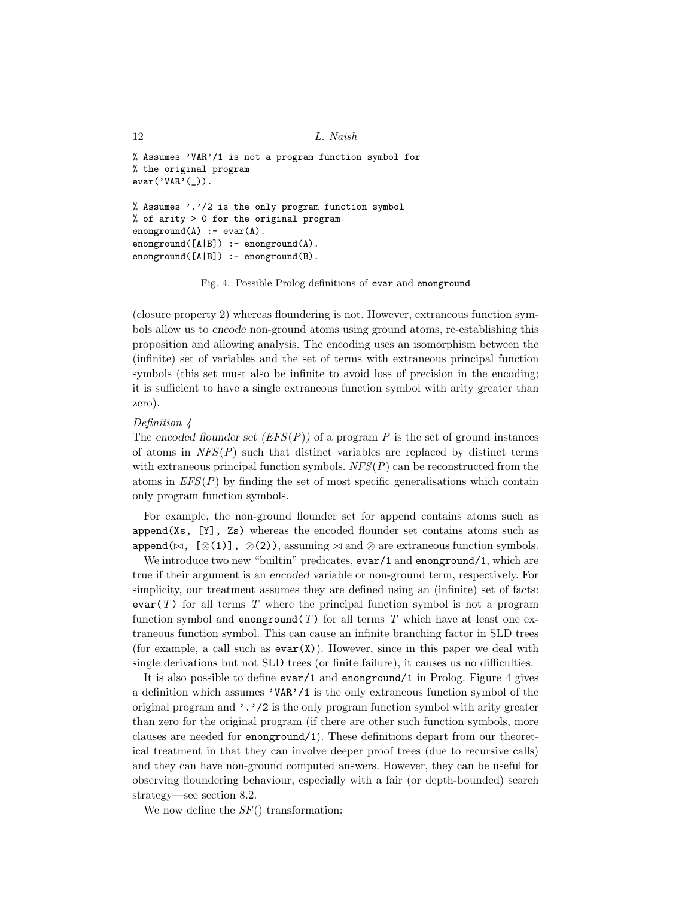```
% Assumes 'VAR'/1 is not a program function symbol for
% the original program
evar('VAR'(_)).

% Assumes '.'/2 is the only program function symbol
% of arity > 0 for the original program
enonground(A) :- evar(A).
enonground([A|B]) :- enonground(A).
enonground([A|B]) :- enonground(B).
```

Fig. 4. Possible Prolog definitions of `evar` and `enonground`

(closure property 2) whereas floundering is not. However, extraneous function symbols allow us to *encode* non-ground atoms using ground atoms, re-establishing this proposition and allowing analysis. The encoding uses an isomorphism between the (infinite) set of variables and the set of terms with extraneous principal function symbols (this set must also be infinite to avoid loss of precision in the encoding; it is sufficient to have a single extraneous function symbol with arity greater than zero).

*Definition 4*

The *encoded flounder set* ($EFS(P)$) of a program $P$ is the set of ground instances of atoms in $NFS(P)$ such that distinct variables are replaced by distinct terms with extraneous principal function symbols. $NFS(P)$ can be reconstructed from the atoms in $EFS(P)$ by finding the set of most specific generalisations which contain only program function symbols.

For example, the non-ground flounder set for append contains atoms such as `append(Xs, [Y], Zs)` whereas the encoded flounder set contains atoms such as `append(`$\bowtie$`, [`$\otimes$`(1)], `$\otimes$`(2))`, assuming $\bowtie$ and $\otimes$ are extraneous function symbols.

We introduce two new "builtin" predicates, `evar/1` and `enonground/1`, which are true if their argument is an *encoded* variable or non-ground term, respectively. For simplicity, our treatment assumes they are defined using an (infinite) set of facts: `evar(`$T$`)` for all terms $T$ where the principal function symbol is not a program function symbol and `enonground(`$T$`)` for all terms $T$ which have at least one extraneous function symbol. This can cause an infinite branching factor in SLD trees (for example, a call such as `evar(X)`). However, since in this paper we deal with single derivations but not SLD trees (or finite failure), it causes us no difficulties.

It is also possible to define `evar/1` and `enonground/1` in Prolog. Figure 4 gives a definition which assumes `'VAR'/1` is the only extraneous function symbol of the original program and `'.'/2` is the only program function symbol with arity greater than zero for the original program (if there are other such function symbols, more clauses are needed for `enonground/1`). These definitions depart from our theoretical treatment in that they can involve deeper proof trees (due to recursive calls) and they can have non-ground computed answers. However, they can be useful for observing floundering behaviour, especially with a fair (or depth-bounded) search strategy—see section 8.2.

We now define the $SF()$ transformation: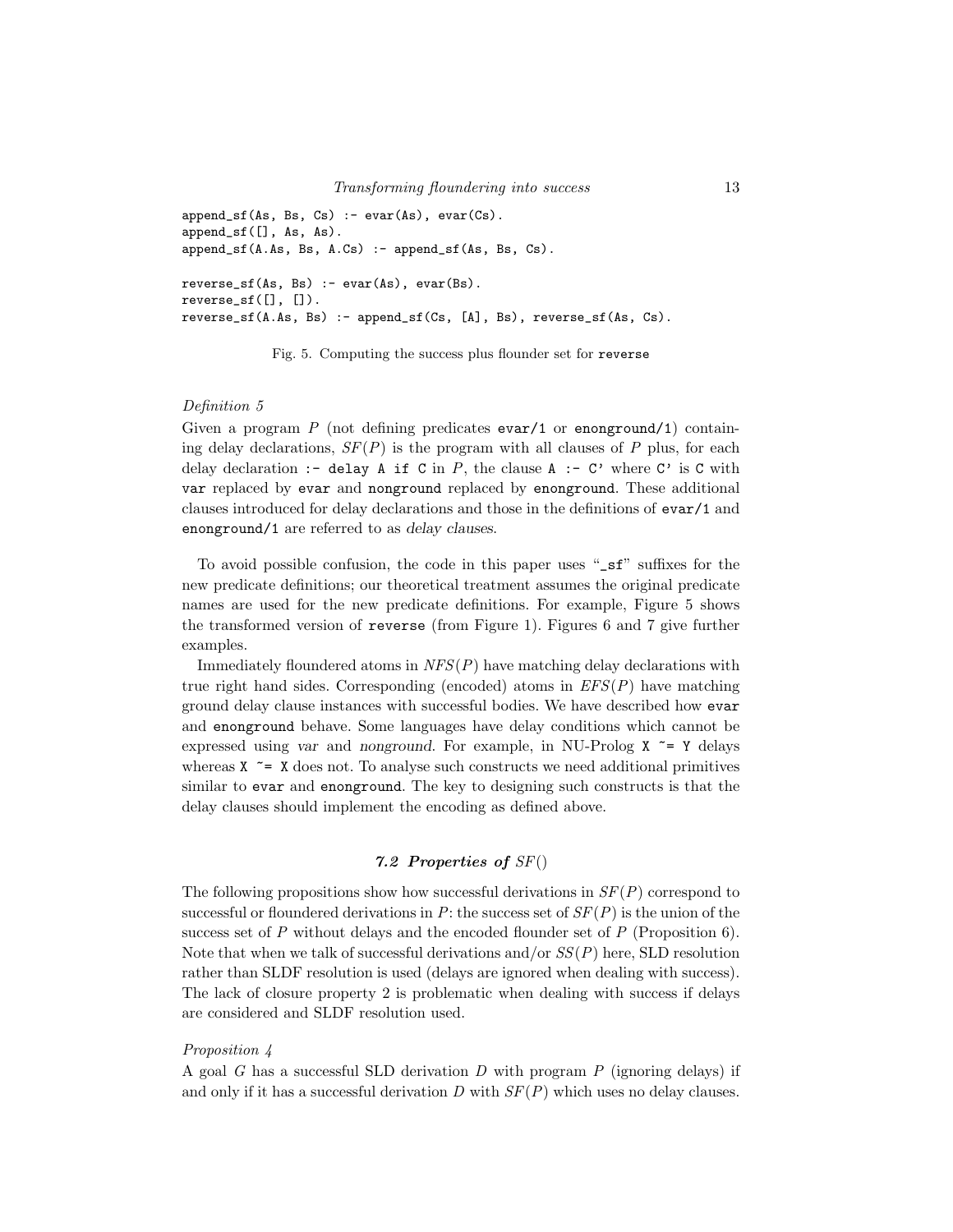```
append_sf(As, Bs, Cs) :- evar(As), evar(Cs).
append_sf([], As, As).
append_sf(A.As, Bs, A.Cs) :- append_sf(As, Bs, Cs).

reverse_sf(As, Bs) :- evar(As), evar(Bs).
reverse_sf([], []).
reverse_sf(A.As, Bs) :- append_sf(Cs, [A], Bs), reverse_sf(As, Cs).
```

Fig. 5. Computing the success plus flounder set for `reverse`

*Definition 5*

Given a program $P$ (not defining predicates `evar/1` or `enonground/1`) containing delay declarations, $SF(P)$ is the program with all clauses of $P$ plus, for each delay declaration `:- delay A if C` in $P$, the clause `A :- C'` where `C'` is `C` with `var` replaced by `evar` and `nonground` replaced by `enonground`. These additional clauses introduced for delay declarations and those in the definitions of `evar/1` and `enonground/1` are referred to as *delay clauses*.

To avoid possible confusion, the code in this paper uses "`_sf`" suffixes for the new predicate definitions; our theoretical treatment assumes the original predicate names are used for the new predicate definitions. For example, Figure 5 shows the transformed version of `reverse` (from Figure 1). Figures 6 and 7 give further examples.

Immediately floundered atoms in $NFS(P)$ have matching delay declarations with true right hand sides. Corresponding (encoded) atoms in $EFS(P)$ have matching ground delay clause instances with successful bodies. We have described how `evar` and `enonground` behave. Some languages have delay conditions which cannot be expressed using *var* and *nonground*. For example, in NU-Prolog `X ~= Y` delays whereas `X ~= X` does not. To analyse such constructs we need additional primitives similar to `evar` and `enonground`. The key to designing such constructs is that the delay clauses should implement the encoding as defined above.

### 7.2 Properties of $SF()$

The following propositions show how successful derivations in $SF(P)$ correspond to successful or floundered derivations in $P$: the success set of $SF(P)$ is the union of the success set of $P$ without delays and the encoded flounder set of $P$ (Proposition 6). Note that when we talk of successful derivations and/or $SS(P)$ here, SLD resolution rather than SLDF resolution is used (delays are ignored when dealing with success). The lack of closure property 2 is problematic when dealing with success if delays are considered and SLDF resolution used.

*Proposition 4*

A goal $G$ has a successful SLD derivation $D$ with program $P$ (ignoring delays) if and only if it has a successful derivation $D$ with $SF(P)$ which uses no delay clauses.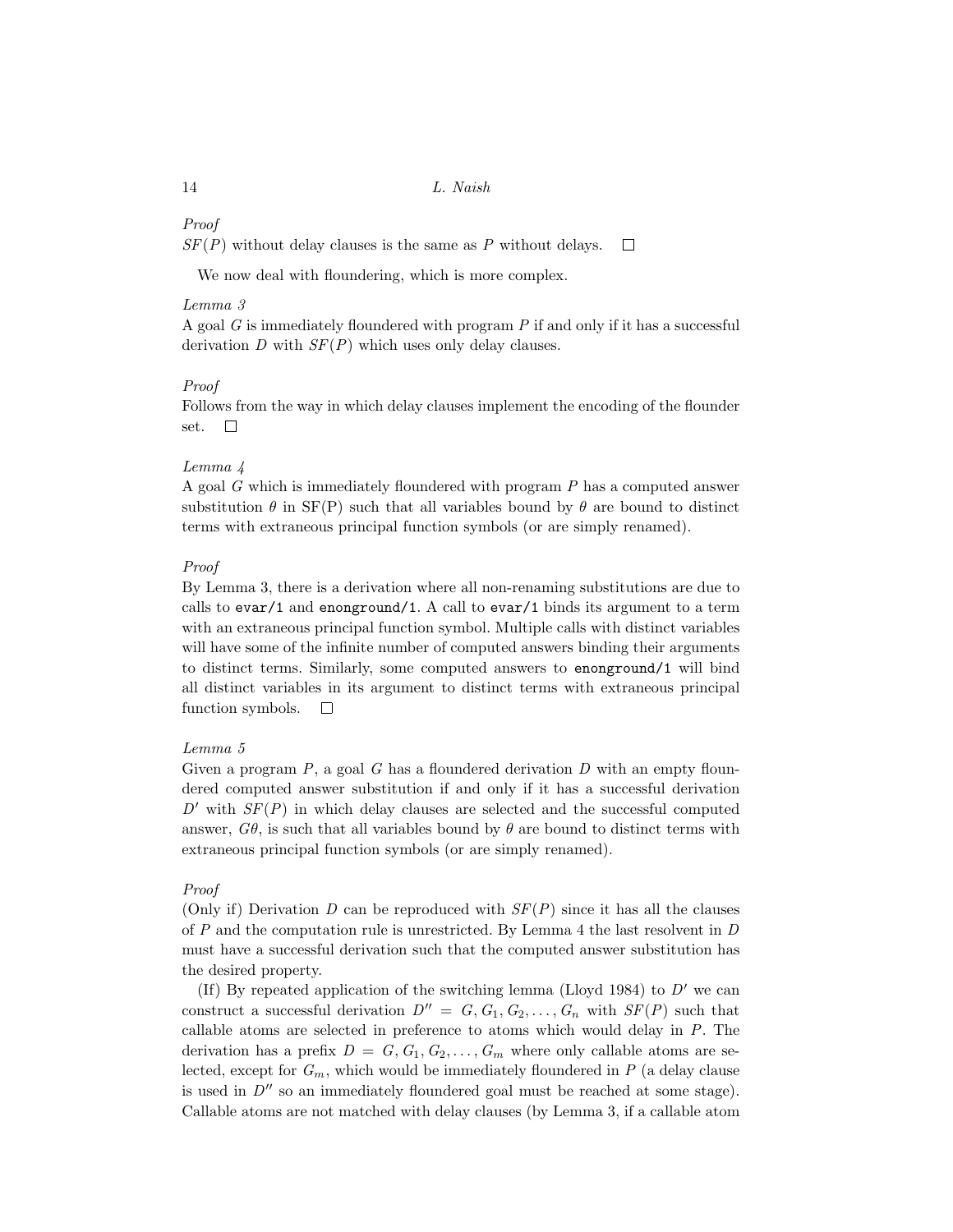*Proof*

$SF(P)$ without delay clauses is the same as $P$ without delays. □

We now deal with floundering, which is more complex.

*Lemma 3*

A goal $G$ is immediately floundered with program $P$ if and only if it has a successful derivation $D$ with $SF(P)$ which uses only delay clauses.

*Proof*

Follows from the way in which delay clauses implement the encoding of the flounder set. □

*Lemma 4*

A goal $G$ which is immediately floundered with program $P$ has a computed answer substitution $\theta$ in SF(P) such that all variables bound by $\theta$ are bound to distinct terms with extraneous principal function symbols (or are simply renamed).

*Proof*

By Lemma 3, there is a derivation where all non-renaming substitutions are due to calls to `evar/1` and `enonground/1`. A call to `evar/1` binds its argument to a term with an extraneous principal function symbol. Multiple calls with distinct variables will have some of the infinite number of computed answers binding their arguments to distinct terms. Similarly, some computed answers to `enonground/1` will bind all distinct variables in its argument to distinct terms with extraneous principal function symbols. □

*Lemma 5*

Given a program $P$, a goal $G$ has a floundered derivation $D$ with an empty floundered computed answer substitution if and only if it has a successful derivation $D'$ with $SF(P)$ in which delay clauses are selected and the successful computed answer, $G\theta$, is such that all variables bound by $\theta$ are bound to distinct terms with extraneous principal function symbols (or are simply renamed).

*Proof*

(Only if) Derivation $D$ can be reproduced with $SF(P)$ since it has all the clauses of $P$ and the computation rule is unrestricted. By Lemma 4 the last resolvent in $D$ must have a successful derivation such that the computed answer substitution has the desired property.

(If) By repeated application of the switching lemma (Lloyd 1984) to $D'$ we can construct a successful derivation $D'' = G, G_1, G_2, \ldots, G_n$ with $SF(P)$ such that callable atoms are selected in preference to atoms which would delay in $P$. The derivation has a prefix $D = G, G_1, G_2, \ldots, G_m$ where only callable atoms are selected, except for $G_m$, which would be immediately floundered in $P$ (a delay clause is used in $D''$ so an immediately floundered goal must be reached at some stage). Callable atoms are not matched with delay clauses (by Lemma 3, if a callable atom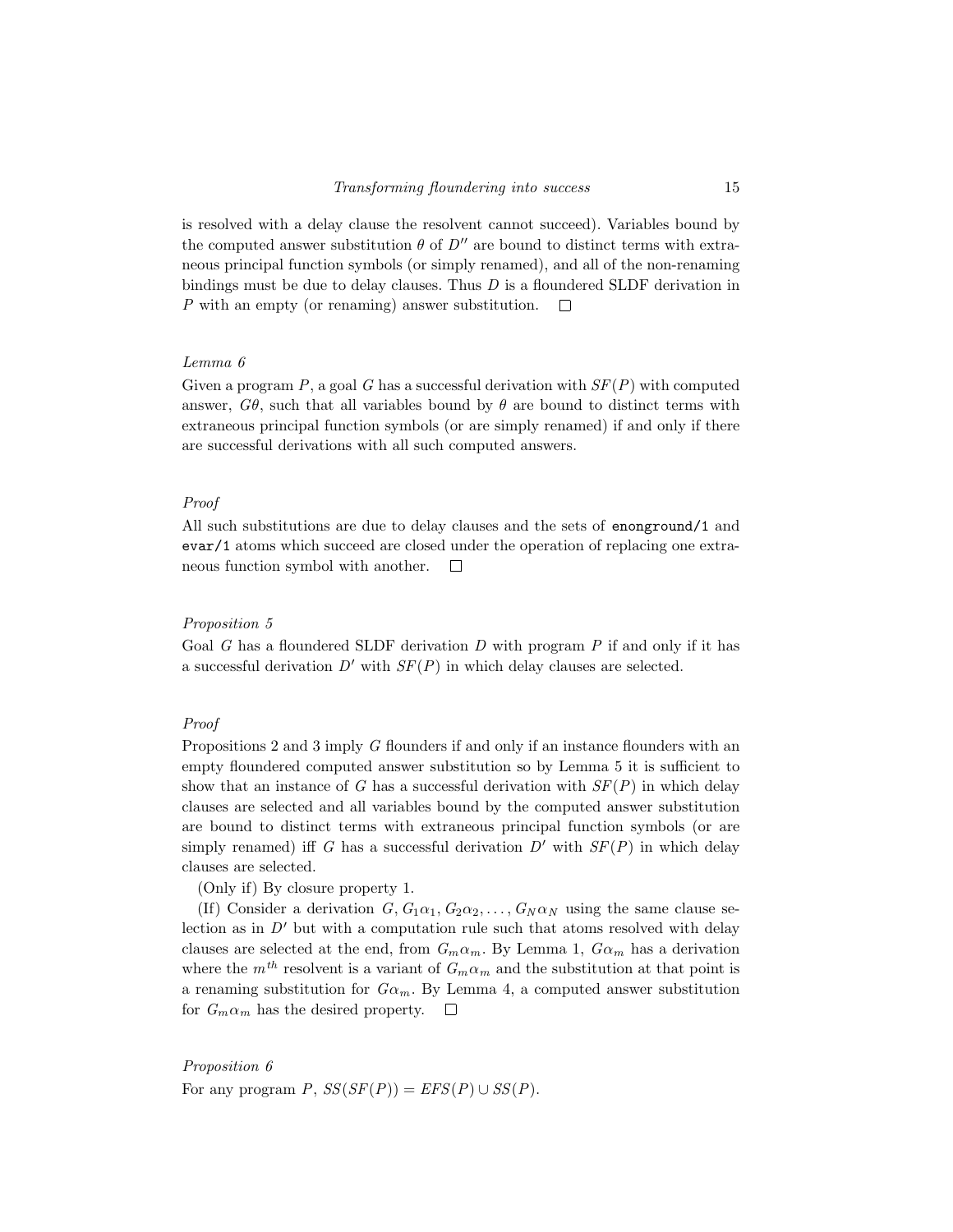is resolved with a delay clause the resolvent cannot succeed). Variables bound by the computed answer substitution $\theta$ of $D''$ are bound to distinct terms with extraneous principal function symbols (or simply renamed), and all of the non-renaming bindings must be due to delay clauses. Thus $D$ is a floundered SLDF derivation in $P$ with an empty (or renaming) answer substitution. □

*Lemma 6*

Given a program $P$, a goal $G$ has a successful derivation with $SF(P)$ with computed answer, $G\theta$, such that all variables bound by $\theta$ are bound to distinct terms with extraneous principal function symbols (or are simply renamed) if and only if there are successful derivations with all such computed answers.

*Proof*

All such substitutions are due to delay clauses and the sets of `enonground/1` and `evar/1` atoms which succeed are closed under the operation of replacing one extraneous function symbol with another. □

*Proposition 5*

Goal $G$ has a floundered SLDF derivation $D$ with program $P$ if and only if it has a successful derivation $D'$ with $SF(P)$ in which delay clauses are selected.

*Proof*

Propositions 2 and 3 imply $G$ flounders if and only if an instance flounders with an empty floundered computed answer substitution so by Lemma 5 it is sufficient to show that an instance of $G$ has a successful derivation with $SF(P)$ in which delay clauses are selected and all variables bound by the computed answer substitution are bound to distinct terms with extraneous principal function symbols (or are simply renamed) iff $G$ has a successful derivation $D'$ with $SF(P)$ in which delay clauses are selected.

(Only if) By closure property 1.

(If) Consider a derivation $G, G_1\alpha_1, G_2\alpha_2, \ldots, G_N\alpha_N$ using the same clause selection as in $D'$ but with a computation rule such that atoms resolved with delay clauses are selected at the end, from $G_m\alpha_m$. By Lemma 1, $G\alpha_m$ has a derivation where the $m^{th}$ resolvent is a variant of $G_m\alpha_m$ and the substitution at that point is a renaming substitution for $G\alpha_m$. By Lemma 4, a computed answer substitution for $G_m\alpha_m$ has the desired property. □

*Proposition 6*

For any program $P$, $SS(SF(P)) = EFS(P) \cup SS(P)$.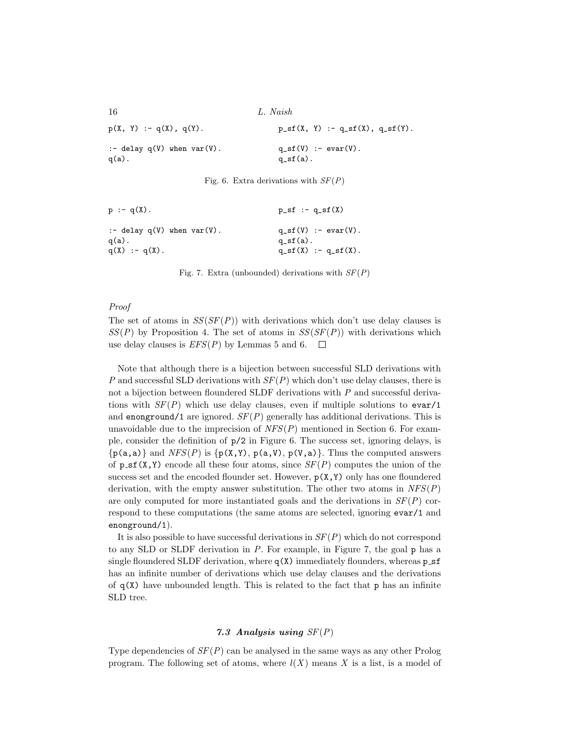```
p(X, Y) :- q(X), q(Y).                p_sf(X, Y) :- q_sf(X), q_sf(Y).

:- delay q(V) when var(V).            q_sf(V) :- evar(V).
q(a).                                 q_sf(a).
```

Fig. 6. Extra derivations with $SF(P)$

```
p :- q(X).                            p_sf :- q_sf(X)

:- delay q(V) when var(V).            q_sf(V) :- evar(V).
q(a).                                 q_sf(a).
q(X) :- q(X).                         q_sf(X) :- q_sf(X).
```

Fig. 7. Extra (unbounded) derivations with $SF(P)$

*Proof*

The set of atoms in $SS(SF(P))$ with derivations which don't use delay clauses is $SS(P)$ by Proposition 4. The set of atoms in $SS(SF(P))$ with derivations which use delay clauses is $EFS(P)$ by Lemmas 5 and 6. □

Note that although there is a bijection between successful SLD derivations with $P$ and successful SLD derivations with $SF(P)$ which don't use delay clauses, there is not a bijection between floundered SLDF derivations with $P$ and successful derivations with $SF(P)$ which use delay clauses, even if multiple solutions to `evar/1` and `enonground/1` are ignored. $SF(P)$ generally has additional derivations. This is unavoidable due to the imprecision of $NFS(P)$ mentioned in Section 6. For example, consider the definition of `p/2` in Figure 6. The success set, ignoring delays, is {`p(a,a)`} and $NFS(P)$ is {`p(X,Y)`, `p(a,V)`, `p(V,a)`}. Thus the computed answers of `p_sf(X,Y)` encode all these four atoms, since $SF(P)$ computes the union of the success set and the encoded flounder set. However, `p(X,Y)` only has one floundered derivation, with the empty answer substitution. The other two atoms in $NFS(P)$ are only computed for more instantiated goals and the derivations in $SF(P)$ correspond to these computations (the same atoms are selected, ignoring `evar/1` and `enonground/1`).

It is also possible to have successful derivations in $SF(P)$ which do not correspond to any SLD or SLDF derivation in $P$. For example, in Figure 7, the goal `p` has a single floundered SLDF derivation, where `q(X)` immediately flounders, whereas `p_sf` has an infinite number of derivations which use delay clauses and the derivations of `q(X)` have unbounded length. This is related to the fact that `p` has an infinite SLD tree.

### 7.3 Analysis using $SF(P)$

Type dependencies of $SF(P)$ can be analysed in the same ways as any other Prolog program. The following set of atoms, where $l(X)$ means $X$ is a list, is a model of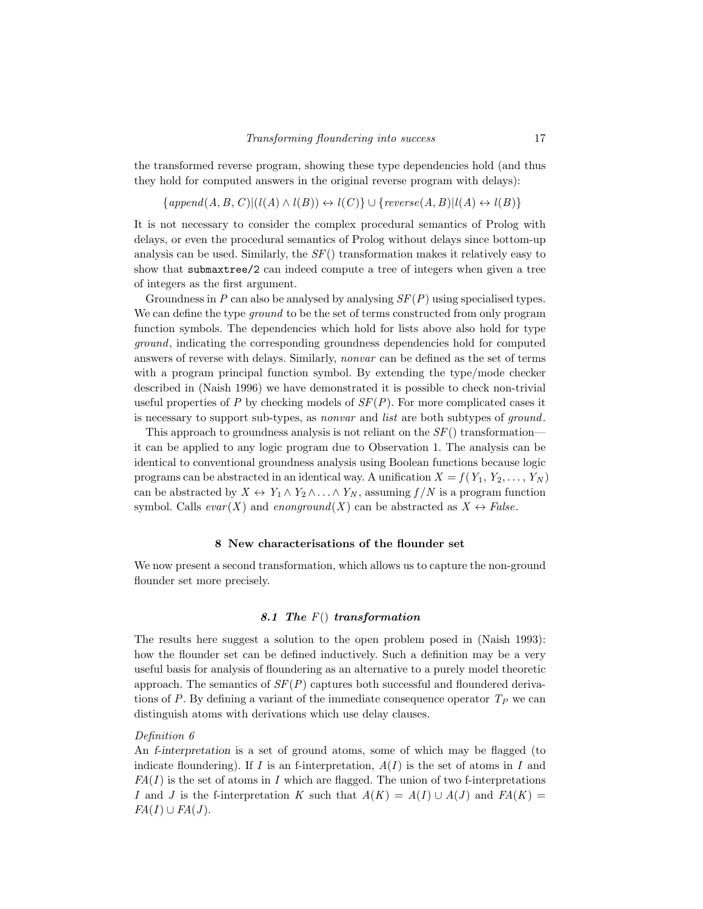the transformed reverse program, showing these type dependencies hold (and thus they hold for computed answers in the original reverse program with delays):

$$\{append(A, B, C)|(l(A) \wedge l(B)) \leftrightarrow l(C)\} \cup \{reverse(A, B)|l(A) \leftrightarrow l(B)\}$$

It is not necessary to consider the complex procedural semantics of Prolog with delays, or even the procedural semantics of Prolog without delays since bottom-up analysis can be used. Similarly, the $SF()$ transformation makes it relatively easy to show that `submaxtree/2` can indeed compute a tree of integers when given a tree of integers as the first argument.

Groundness in $P$ can also be analysed by analysing $SF(P)$ using specialised types. We can define the type *ground* to be the set of terms constructed from only program function symbols. The dependencies which hold for lists above also hold for type *ground*, indicating the corresponding groundness dependencies hold for computed answers of reverse with delays. Similarly, *nonvar* can be defined as the set of terms with a program principal function symbol. By extending the type/mode checker described in (Naish 1996) we have demonstrated it is possible to check non-trivial useful properties of $P$ by checking models of $SF(P)$. For more complicated cases it is necessary to support sub-types, as *nonvar* and *list* are both subtypes of *ground*.

This approach to groundness analysis is not reliant on the $SF()$ transformation—it can be applied to any logic program due to Observation 1. The analysis can be identical to conventional groundness analysis using Boolean functions because logic programs can be abstracted in an identical way. A unification $X = f(Y_1, Y_2, \ldots, Y_N)$ can be abstracted by $X \leftrightarrow Y_1 \wedge Y_2 \wedge \ldots \wedge Y_N$, assuming $f/N$ is a program function symbol. Calls $evar(X)$ and $enonground(X)$ can be abstracted as $X \leftrightarrow False$.

## 8 New characterisations of the flounder set

We now present a second transformation, which allows us to capture the non-ground flounder set more precisely.

### 8.1 The $F()$ transformation

The results here suggest a solution to the open problem posed in (Naish 1993): how the flounder set can be defined inductively. Such a definition may be a very useful basis for analysis of floundering as an alternative to a purely model theoretic approach. The semantics of $SF(P)$ captures both successful and floundered derivations of $P$. By defining a variant of the immediate consequence operator $T_P$ we can distinguish atoms with derivations which use delay clauses.

*Definition 6*

An *f-interpretation* is a set of ground atoms, some of which may be flagged (to indicate floundering). If $I$ is an f-interpretation, $A(I)$ is the set of atoms in $I$ and $FA(I)$ is the set of atoms in $I$ which are flagged. The union of two f-interpretations $I$ and $J$ is the f-interpretation $K$ such that $A(K) = A(I) \cup A(J)$ and $FA(K) = FA(I) \cup FA(J)$.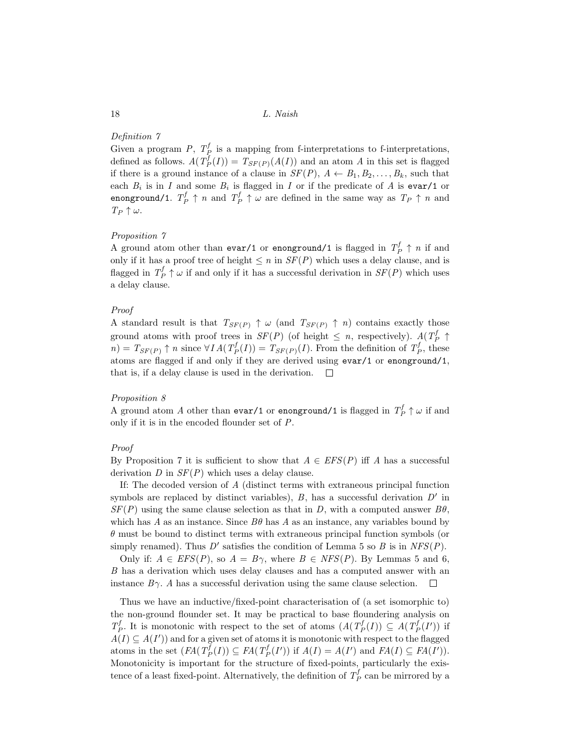*Definition 7*

Given a program $P$, $T_P^f$ is a mapping from f-interpretations to f-interpretations, defined as follows. $A(T_P^f(I)) = T_{SF(P)}(A(I))$ and an atom $A$ in this set is flagged if there is a ground instance of a clause in $SF(P)$, $A \leftarrow B_1, B_2, \ldots, B_k$, such that each $B_i$ is in $I$ and some $B_i$ is flagged in $I$ or if the predicate of $A$ is `evar/1` or `enonground/1`. $T_P^f \uparrow n$ and $T_P^f \uparrow \omega$ are defined in the same way as $T_P \uparrow n$ and $T_P \uparrow \omega$.

*Proposition 7*

A ground atom other than `evar/1` or `enonground/1` is flagged in $T_P^f \uparrow n$ if and only if it has a proof tree of height $\leq n$ in $SF(P)$ which uses a delay clause, and is flagged in $T_P^f \uparrow \omega$ if and only if it has a successful derivation in $SF(P)$ which uses a delay clause.

*Proof*

A standard result is that $T_{SF(P)} \uparrow \omega$ (and $T_{SF(P)} \uparrow n$) contains exactly those ground atoms with proof trees in $SF(P)$ (of height $\leq n$, respectively). $A(T_P^f \uparrow n) = T_{SF(P)} \uparrow n$ since $\forall I \, A(T_P^f(I)) = T_{SF(P)}(I)$. From the definition of $T_P^f$, these atoms are flagged if and only if they are derived using `evar/1` or `enonground/1`, that is, if a delay clause is used in the derivation. □

*Proposition 8*

A ground atom $A$ other than `evar/1` or `enonground/1` is flagged in $T_P^f \uparrow \omega$ if and only if it is in the encoded flounder set of $P$.

*Proof*

By Proposition 7 it is sufficient to show that $A \in EFS(P)$ iff $A$ has a successful derivation $D$ in $SF(P)$ which uses a delay clause.

If: The decoded version of $A$ (distinct terms with extraneous principal function symbols are replaced by distinct variables), $B$, has a successful derivation $D'$ in $SF(P)$ using the same clause selection as that in $D$, with a computed answer $B\theta$, which has $A$ as an instance. Since $B\theta$ has $A$ as an instance, any variables bound by $\theta$ must be bound to distinct terms with extraneous principal function symbols (or simply renamed). Thus $D'$ satisfies the condition of Lemma 5 so $B$ is in $NFS(P)$.

Only if: $A \in EFS(P)$, so $A = B\gamma$, where $B \in NFS(P)$. By Lemmas 5 and 6, $B$ has a derivation which uses delay clauses and has a computed answer with an instance $B\gamma$. $A$ has a successful derivation using the same clause selection. □

Thus we have an inductive/fixed-point characterisation of (a set isomorphic to) the non-ground flounder set. It may be practical to base floundering analysis on $T_P^f$. It is monotonic with respect to the set of atoms ($A(T_P^f(I)) \subseteq A(T_P^f(I'))$ if $A(I) \subseteq A(I')$) and for a given set of atoms it is monotonic with respect to the flagged atoms in the set ($FA(T_P^f(I)) \subseteq FA(T_P^f(I'))$ if $A(I) = A(I')$ and $FA(I) \subseteq FA(I')$). Monotonicity is important for the structure of fixed-points, particularly the existence of a least fixed-point. Alternatively, the definition of $T_P^f$ can be mirrored by a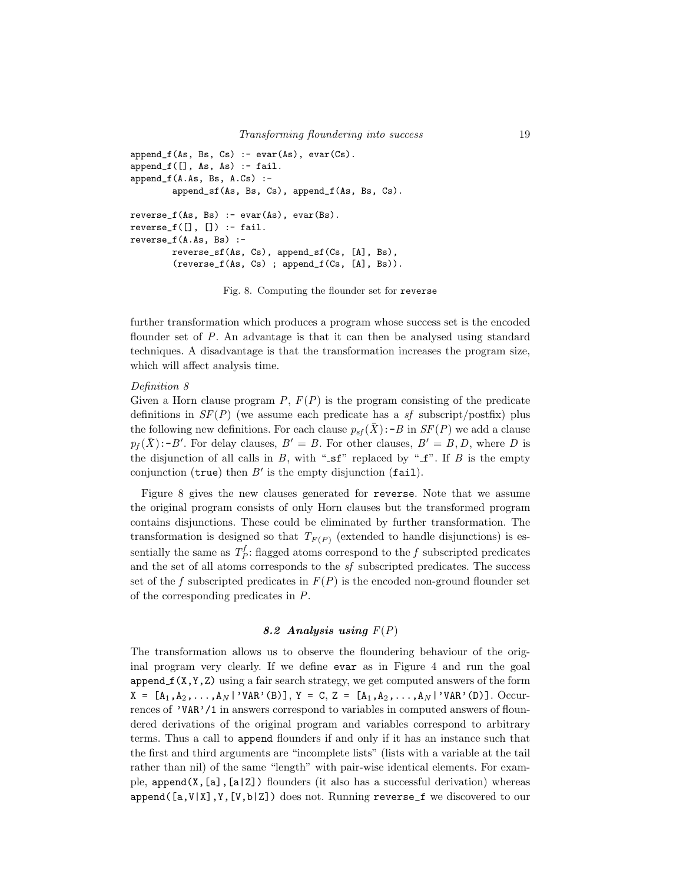```
append_f(As, Bs, Cs) :- evar(As), evar(Cs).
append_f([], As, As) :- fail.
append_f(A.As, Bs, A.Cs) :-
        append_sf(As, Bs, Cs), append_f(As, Bs, Cs).

reverse_f(As, Bs) :- evar(As), evar(Bs).
reverse_f([], []) :- fail.
reverse_f(A.As, Bs) :-
        reverse_sf(As, Cs), append_sf(Cs, [A], Bs),
        (reverse_f(As, Cs) ; append_f(Cs, [A], Bs)).
```

Fig. 8. Computing the flounder set for `reverse`

further transformation which produces a program whose success set is the encoded flounder set of $P$. An advantage is that it can then be analysed using standard techniques. A disadvantage is that the transformation increases the program size, which will affect analysis time.

*Definition 8*

Given a Horn clause program $P$, $F(P)$ is the program consisting of the predicate definitions in $SF(P)$ (we assume each predicate has a *sf* subscript/postfix) plus the following new definitions. For each clause $p_{sf}(\bar{X})$:-$B$ in $SF(P)$ we add a clause $p_f(\bar{X})$:-$B'$. For delay clauses, $B' = B$. For other clauses, $B' = B, D$, where $D$ is the disjunction of all calls in $B$, with "`_sf`" replaced by "`_f`". If $B$ is the empty conjunction (`true`) then $B'$ is the empty disjunction (`fail`).

Figure 8 gives the new clauses generated for `reverse`. Note that we assume the original program consists of only Horn clauses but the transformed program contains disjunctions. These could be eliminated by further transformation. The transformation is designed so that $T_{F(P)}$ (extended to handle disjunctions) is essentially the same as $T_P^f$: flagged atoms correspond to the $f$ subscripted predicates and the set of all atoms corresponds to the *sf* subscripted predicates. The success set of the $f$ subscripted predicates in $F(P)$ is the encoded non-ground flounder set of the corresponding predicates in $P$.

### 8.2 Analysis using $F(P)$

The transformation allows us to observe the floundering behaviour of the original program very clearly. If we define `evar` as in Figure 4 and run the goal `append_f(X,Y,Z)` using a fair search strategy, we get computed answers of the form `X = [`$A_1, A_2, \ldots, A_N$`|'VAR'(B)], Y = C, Z = [`$A_1, A_2, \ldots, A_N$`|'VAR'(D)]`. Occurrences of `'VAR'/1` in answers correspond to variables in computed answers of floundered derivations of the original program and variables correspond to arbitrary terms. Thus a call to `append` flounders if and only if it has an instance such that the first and third arguments are "incomplete lists" (lists with a variable at the tail rather than nil) of the same "length" with pair-wise identical elements. For example, `append(X,[a],[a|Z])` flounders (it also has a successful derivation) whereas `append([a,V|X],Y,[V,b|Z])` does not. Running `reverse_f` we discovered to our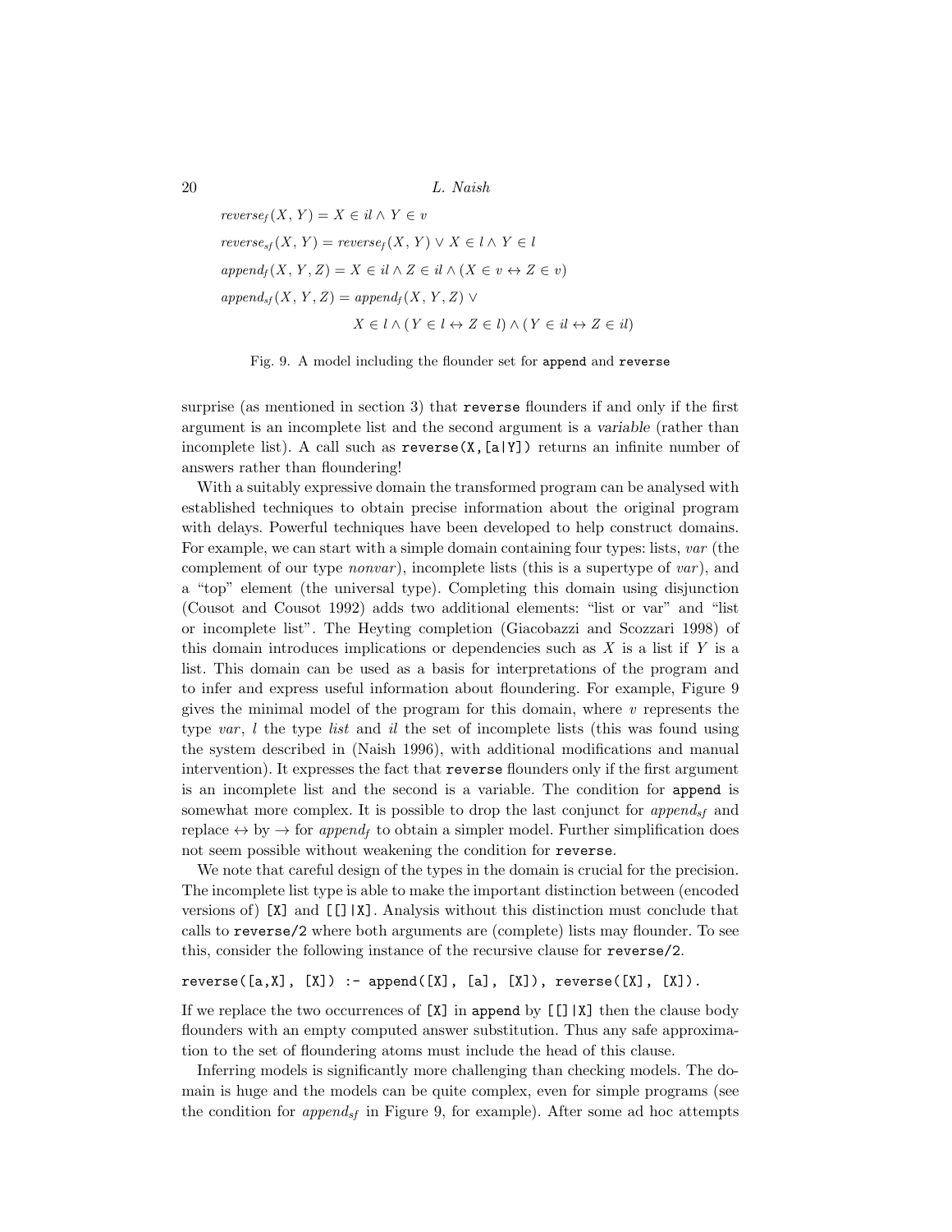$$reverse_f(X, Y) = X \in il \wedge Y \in v$$

$$reverse_{sf}(X, Y) = reverse_f(X, Y) \vee X \in l \wedge Y \in l$$

$$append_f(X, Y, Z) = X \in il \wedge Z \in il \wedge (X \in v \leftrightarrow Z \in v)$$

$$append_{sf}(X, Y, Z) = append_f(X, Y, Z) \vee$$
$$X \in l \wedge (Y \in l \leftrightarrow Z \in l) \wedge (Y \in il \leftrightarrow Z \in il)$$

Fig. 9. A model including the flounder set for `append` and `reverse`

surprise (as mentioned in section 3) that `reverse` flounders if and only if the first argument is an incomplete list and the second argument is a *variable* (rather than incomplete list). A call such as `reverse(X,[a|Y])` returns an infinite number of answers rather than floundering!

With a suitably expressive domain the transformed program can be analysed with established techniques to obtain precise information about the original program with delays. Powerful techniques have been developed to help construct domains. For example, we can start with a simple domain containing four types: lists, *var* (the complement of our type *nonvar*), incomplete lists (this is a supertype of *var*), and a "top" element (the universal type). Completing this domain using disjunction (Cousot and Cousot 1992) adds two additional elements: "list or var" and "list or incomplete list". The Heyting completion (Giacobazzi and Scozzari 1998) of this domain introduces implications or dependencies such as $X$ is a list if $Y$ is a list. This domain can be used as a basis for interpretations of the program and to infer and express useful information about floundering. For example, Figure 9 gives the minimal model of the program for this domain, where $v$ represents the type *var*, $l$ the type *list* and $il$ the set of incomplete lists (this was found using the system described in (Naish 1996), with additional modifications and manual intervention). It expresses the fact that `reverse` flounders only if the first argument is an incomplete list and the second is a variable. The condition for `append` is somewhat more complex. It is possible to drop the last conjunct for $append_{sf}$ and replace $\leftrightarrow$ by $\rightarrow$ for $append_f$ to obtain a simpler model. Further simplification does not seem possible without weakening the condition for `reverse`.

We note that careful design of the types in the domain is crucial for the precision. The incomplete list type is able to make the important distinction between (encoded versions of) `[X]` and `[[]|X]`. Analysis without this distinction must conclude that calls to `reverse/2` where both arguments are (complete) lists may flounder. To see this, consider the following instance of the recursive clause for `reverse/2`.

```
reverse([a,X], [X]) :- append([X], [a], [X]), reverse([X], [X]).
```

If we replace the two occurrences of `[X]` in `append` by `[[]|X]` then the clause body flounders with an empty computed answer substitution. Thus any safe approximation to the set of floundering atoms must include the head of this clause.

Inferring models is significantly more challenging than checking models. The domain is huge and the models can be quite complex, even for simple programs (see the condition for $append_{sf}$ in Figure 9, for example). After some ad hoc attempts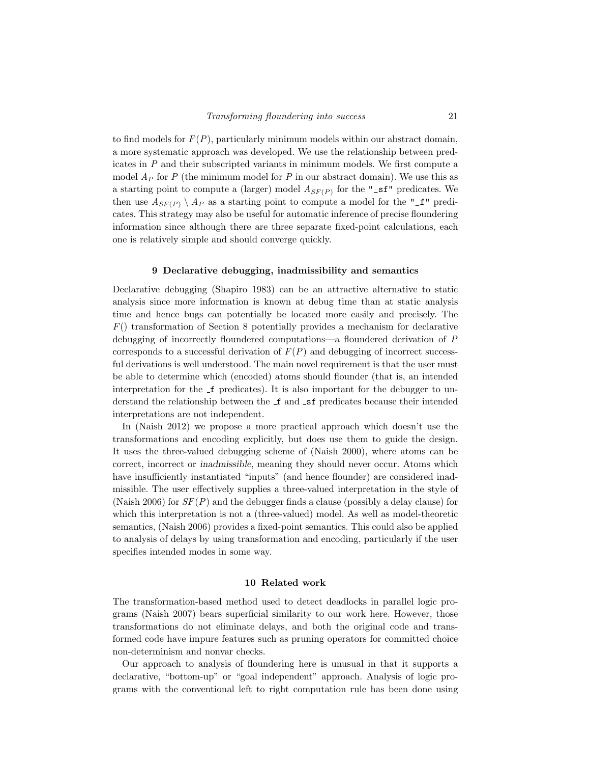to find models for $F(P)$, particularly minimum models within our abstract domain, a more systematic approach was developed. We use the relationship between predicates in $P$ and their subscripted variants in minimum models. We first compute a model $A_P$ for $P$ (the minimum model for $P$ in our abstract domain). We use this as a starting point to compute a (larger) model $A_{SF(P)}$ for the `"_sf"` predicates. We then use $A_{SF(P)} \setminus A_P$ as a starting point to compute a model for the `"_f"` predicates. This strategy may also be useful for automatic inference of precise floundering information since although there are three separate fixed-point calculations, each one is relatively simple and should converge quickly.

## 9 Declarative debugging, inadmissibility and semantics

Declarative debugging (Shapiro 1983) can be an attractive alternative to static analysis since more information is known at debug time than at static analysis time and hence bugs can potentially be located more easily and precisely. The $F()$ transformation of Section 8 potentially provides a mechanism for declarative debugging of incorrectly floundered computations—a floundered derivation of $P$ corresponds to a successful derivation of $F(P)$ and debugging of incorrect successful derivations is well understood. The main novel requirement is that the user must be able to determine which (encoded) atoms should flounder (that is, an intended interpretation for the `_f` predicates). It is also important for the debugger to understand the relationship between the `_f` and `_sf` predicates because their intended interpretations are not independent.

In (Naish 2012) we propose a more practical approach which doesn't use the transformations and encoding explicitly, but does use them to guide the design. It uses the three-valued debugging scheme of (Naish 2000), where atoms can be correct, incorrect or *inadmissible*, meaning they should never occur. Atoms which have insufficiently instantiated "inputs" (and hence flounder) are considered inadmissible. The user effectively supplies a three-valued interpretation in the style of (Naish 2006) for $SF(P)$ and the debugger finds a clause (possibly a delay clause) for which this interpretation is not a (three-valued) model. As well as model-theoretic semantics, (Naish 2006) provides a fixed-point semantics. This could also be applied to analysis of delays by using transformation and encoding, particularly if the user specifies intended modes in some way.

## 10 Related work

The transformation-based method used to detect deadlocks in parallel logic programs (Naish 2007) bears superficial similarity to our work here. However, those transformations do not eliminate delays, and both the original code and transformed code have impure features such as pruning operators for committed choice non-determinism and nonvar checks.

Our approach to analysis of floundering here is unusual in that it supports a declarative, "bottom-up" or "goal independent" approach. Analysis of logic programs with the conventional left to right computation rule has been done using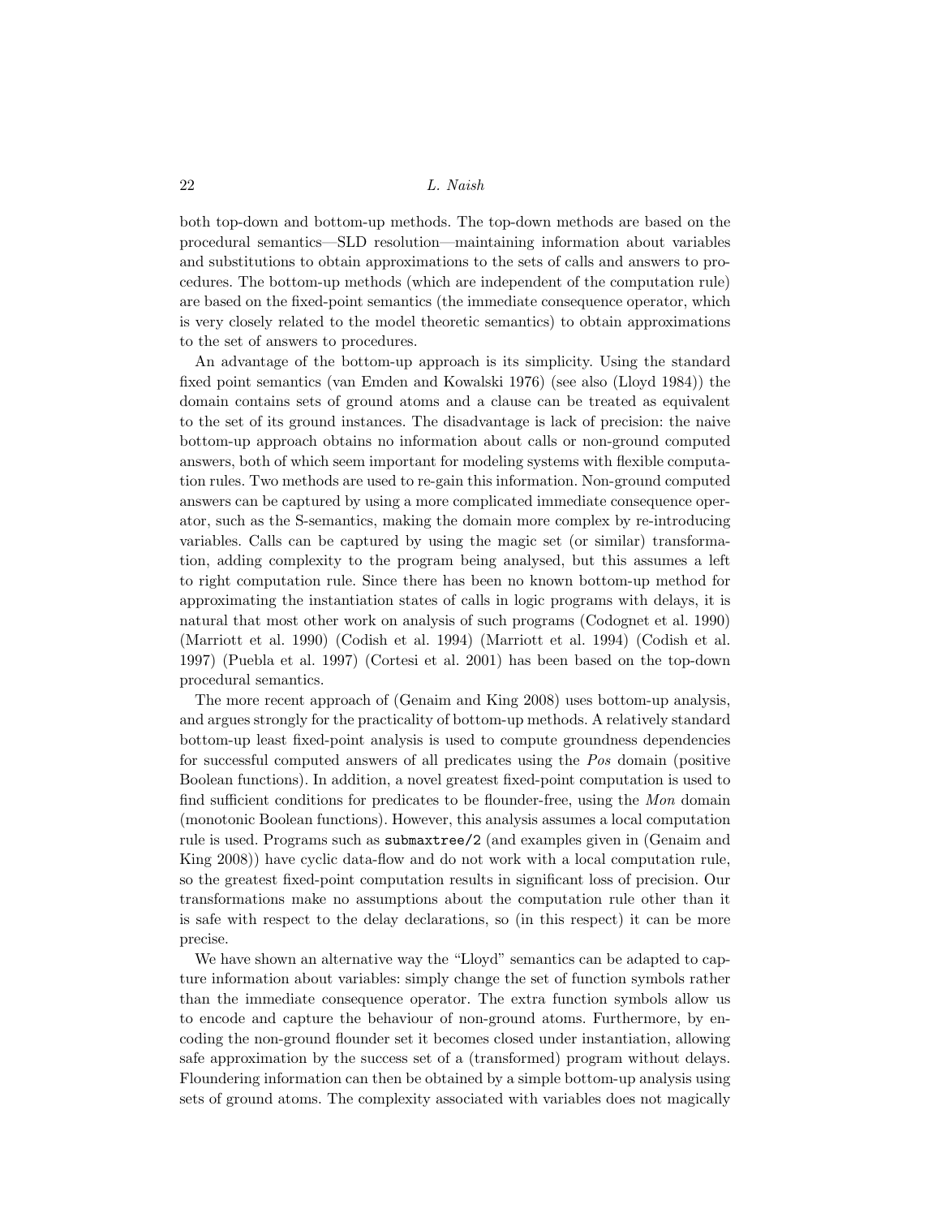both top-down and bottom-up methods. The top-down methods are based on the procedural semantics—SLD resolution—maintaining information about variables and substitutions to obtain approximations to the sets of calls and answers to procedures. The bottom-up methods (which are independent of the computation rule) are based on the fixed-point semantics (the immediate consequence operator, which is very closely related to the model theoretic semantics) to obtain approximations to the set of answers to procedures.

An advantage of the bottom-up approach is its simplicity. Using the standard fixed point semantics (van Emden and Kowalski 1976) (see also (Lloyd 1984)) the domain contains sets of ground atoms and a clause can be treated as equivalent to the set of its ground instances. The disadvantage is lack of precision: the naive bottom-up approach obtains no information about calls or non-ground computed answers, both of which seem important for modeling systems with flexible computation rules. Two methods are used to re-gain this information. Non-ground computed answers can be captured by using a more complicated immediate consequence operator, such as the S-semantics, making the domain more complex by re-introducing variables. Calls can be captured by using the magic set (or similar) transformation, adding complexity to the program being analysed, but this assumes a left to right computation rule. Since there has been no known bottom-up method for approximating the instantiation states of calls in logic programs with delays, it is natural that most other work on analysis of such programs (Codognet et al. 1990) (Marriott et al. 1990) (Codish et al. 1994) (Marriott et al. 1994) (Codish et al. 1997) (Puebla et al. 1997) (Cortesi et al. 2001) has been based on the top-down procedural semantics.

The more recent approach of (Genaim and King 2008) uses bottom-up analysis, and argues strongly for the practicality of bottom-up methods. A relatively standard bottom-up least fixed-point analysis is used to compute groundness dependencies for successful computed answers of all predicates using the *Pos* domain (positive Boolean functions). In addition, a novel greatest fixed-point computation is used to find sufficient conditions for predicates to be flounder-free, using the *Mon* domain (monotonic Boolean functions). However, this analysis assumes a local computation rule is used. Programs such as `submaxtree/2` (and examples given in (Genaim and King 2008)) have cyclic data-flow and do not work with a local computation rule, so the greatest fixed-point computation results in significant loss of precision. Our transformations make no assumptions about the computation rule other than it is safe with respect to the delay declarations, so (in this respect) it can be more precise.

We have shown an alternative way the "Lloyd" semantics can be adapted to capture information about variables: simply change the set of function symbols rather than the immediate consequence operator. The extra function symbols allow us to encode and capture the behaviour of non-ground atoms. Furthermore, by encoding the non-ground flounder set it becomes closed under instantiation, allowing safe approximation by the success set of a (transformed) program without delays. Floundering information can then be obtained by a simple bottom-up analysis using sets of ground atoms. The complexity associated with variables does not magically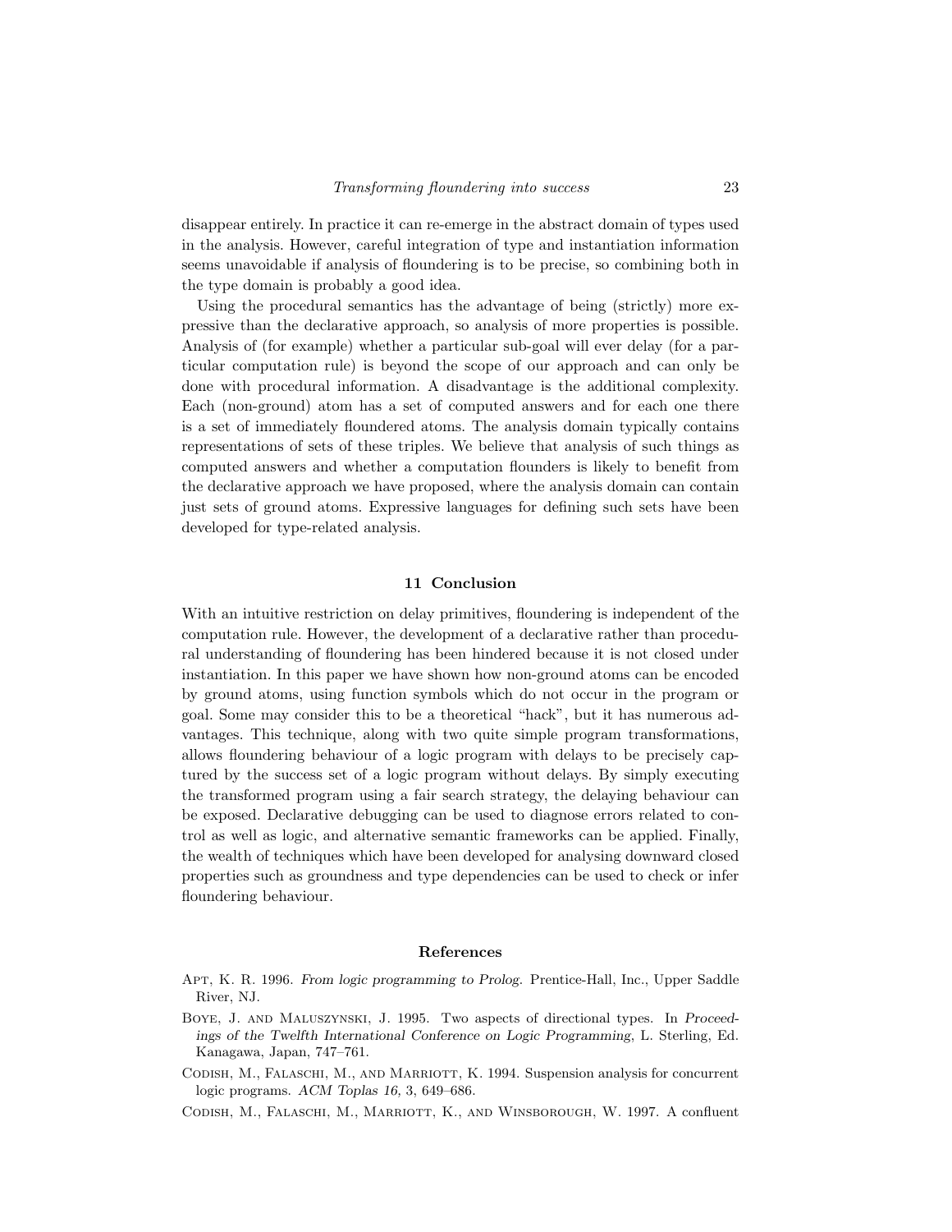disappear entirely. In practice it can re-emerge in the abstract domain of types used in the analysis. However, careful integration of type and instantiation information seems unavoidable if analysis of floundering is to be precise, so combining both in the type domain is probably a good idea.

Using the procedural semantics has the advantage of being (strictly) more expressive than the declarative approach, so analysis of more properties is possible. Analysis of (for example) whether a particular sub-goal will ever delay (for a particular computation rule) is beyond the scope of our approach and can only be done with procedural information. A disadvantage is the additional complexity. Each (non-ground) atom has a set of computed answers and for each one there is a set of immediately floundered atoms. The analysis domain typically contains representations of sets of these triples. We believe that analysis of such things as computed answers and whether a computation flounders is likely to benefit from the declarative approach we have proposed, where the analysis domain can contain just sets of ground atoms. Expressive languages for defining such sets have been developed for type-related analysis.

## 11 Conclusion

With an intuitive restriction on delay primitives, floundering is independent of the computation rule. However, the development of a declarative rather than procedural understanding of floundering has been hindered because it is not closed under instantiation. In this paper we have shown how non-ground atoms can be encoded by ground atoms, using function symbols which do not occur in the program or goal. Some may consider this to be a theoretical "hack", but it has numerous advantages. This technique, along with two quite simple program transformations, allows floundering behaviour of a logic program with delays to be precisely captured by the success set of a logic program without delays. By simply executing the transformed program using a fair search strategy, the delaying behaviour can be exposed. Declarative debugging can be used to diagnose errors related to control as well as logic, and alternative semantic frameworks can be applied. Finally, the wealth of techniques which have been developed for analysing downward closed properties such as groundness and type dependencies can be used to check or infer floundering behaviour.

## References

Apt, K. R. 1996. *From logic programming to Prolog.* Prentice-Hall, Inc., Upper Saddle River, NJ.

Boye, J. and Maluszynski, J. 1995. Two aspects of directional types. In *Proceedings of the Twelfth International Conference on Logic Programming*, L. Sterling, Ed. Kanagawa, Japan, 747–761.

Codish, M., Falaschi, M., and Marriott, K. 1994. Suspension analysis for concurrent logic programs. *ACM Toplas 16,* 3, 649–686.

Codish, M., Falaschi, M., Marriott, K., and Winsborough, W. 1997. A confluent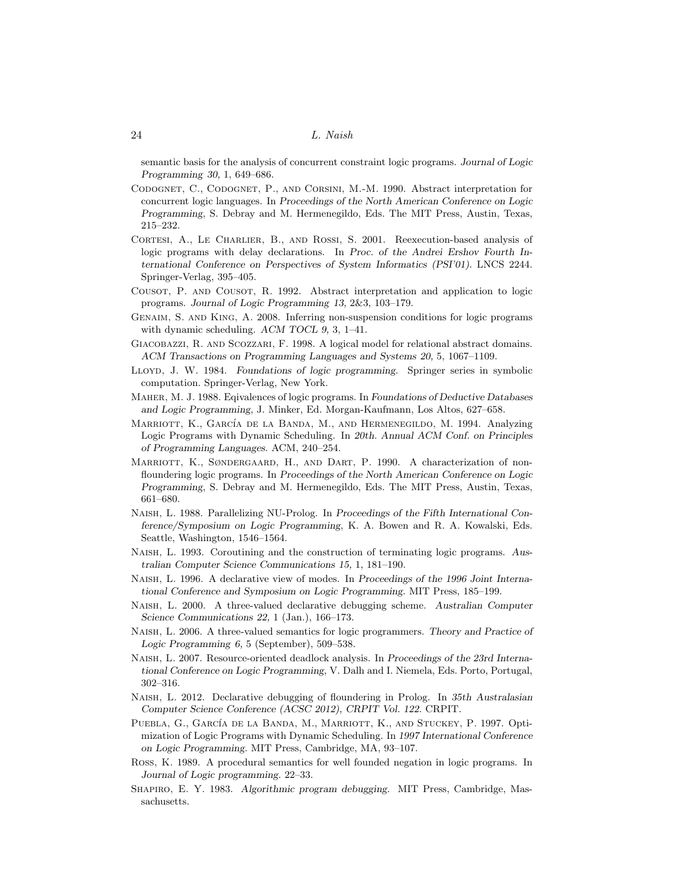semantic basis for the analysis of concurrent constraint logic programs. *Journal of Logic Programming 30,* 1, 649–686.

Codognet, C., Codognet, P., and Corsini, M.-M. 1990. Abstract interpretation for concurrent logic languages. In *Proceedings of the North American Conference on Logic Programming*, S. Debray and M. Hermenegildo, Eds. The MIT Press, Austin, Texas, 215–232.

Cortesi, A., Le Charlier, B., and Rossi, S. 2001. Reexecution-based analysis of logic programs with delay declarations. In *Proc. of the Andrei Ershov Fourth International Conference on Perspectives of System Informatics (PSI'01)*. LNCS 2244. Springer-Verlag, 395–405.

Cousot, P. and Cousot, R. 1992. Abstract interpretation and application to logic programs. *Journal of Logic Programming 13,* 2&3, 103–179.

Genaim, S. and King, A. 2008. Inferring non-suspension conditions for logic programs with dynamic scheduling. *ACM TOCL 9,* 3, 1–41.

Giacobazzi, R. and Scozzari, F. 1998. A logical model for relational abstract domains. *ACM Transactions on Programming Languages and Systems 20,* 5, 1067–1109.

Lloyd, J. W. 1984. *Foundations of logic programming*. Springer series in symbolic computation. Springer-Verlag, New York.

Maher, M. J. 1988. Eqivalences of logic programs. In *Foundations of Deductive Databases and Logic Programming*, J. Minker, Ed. Morgan-Kaufmann, Los Altos, 627–658.

Marriott, K., García de la Banda, M., and Hermenegildo, M. 1994. Analyzing Logic Programs with Dynamic Scheduling. In *20th. Annual ACM Conf. on Principles of Programming Languages*. ACM, 240–254.

Marriott, K., Søndergaard, H., and Dart, P. 1990. A characterization of non-floundering logic programs. In *Proceedings of the North American Conference on Logic Programming*, S. Debray and M. Hermenegildo, Eds. The MIT Press, Austin, Texas, 661–680.

Naish, L. 1988. Parallelizing NU-Prolog. In *Proceedings of the Fifth International Conference/Symposium on Logic Programming*, K. A. Bowen and R. A. Kowalski, Eds. Seattle, Washington, 1546–1564.

Naish, L. 1993. Coroutining and the construction of terminating logic programs. *Australian Computer Science Communications 15,* 1, 181–190.

Naish, L. 1996. A declarative view of modes. In *Proceedings of the 1996 Joint International Conference and Symposium on Logic Programming*. MIT Press, 185–199.

Naish, L. 2000. A three-valued declarative debugging scheme. *Australian Computer Science Communications 22,* 1 (Jan.), 166–173.

Naish, L. 2006. A three-valued semantics for logic programmers. *Theory and Practice of Logic Programming 6,* 5 (September), 509–538.

Naish, L. 2007. Resource-oriented deadlock analysis. In *Proceedings of the 23rd International Conference on Logic Programming*, V. Dalh and I. Niemela, Eds. Porto, Portugal, 302–316.

Naish, L. 2012. Declarative debugging of floundering in Prolog. In *35th Australasian Computer Science Conference (ACSC 2012), CRPIT Vol. 122*. CRPIT.

Puebla, G., García de la Banda, M., Marriott, K., and Stuckey, P. 1997. Optimization of Logic Programs with Dynamic Scheduling. In *1997 International Conference on Logic Programming*. MIT Press, Cambridge, MA, 93–107.

Ross, K. 1989. A procedural semantics for well founded negation in logic programs. In *Journal of Logic programming*. 22–33.

Shapiro, E. Y. 1983. *Algorithmic program debugging*. MIT Press, Cambridge, Massachusetts.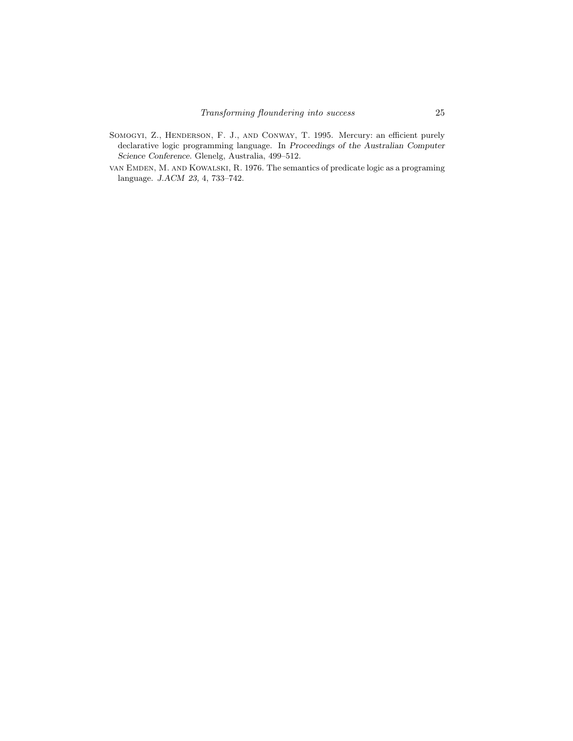Somogyi, Z., Henderson, F. J., and Conway, T. 1995. Mercury: an efficient purely declarative logic programming language. In *Proceedings of the Australian Computer Science Conference*. Glenelg, Australia, 499–512.

van Emden, M. and Kowalski, R. 1976. The semantics of predicate logic as a programing language. *J.ACM 23*, 4, 733–742.